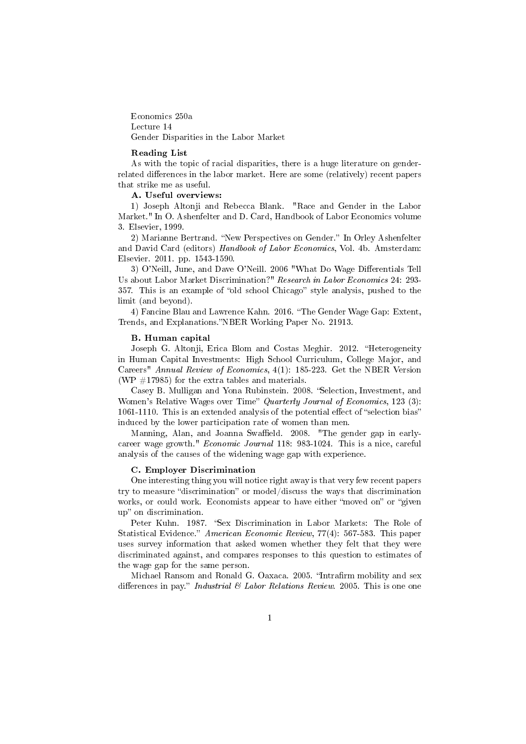Economics 250a
Lecture 14
Gender Disparities in the Labor Market

**Reading List**

As with the topic of racial disparities, there is a huge literature on gender-related differences in the labor market. Here are some (relatively) recent papers that strike me as useful.

**A. Useful overviews:**

1) Joseph Altonji and Rebecca Blank. "Race and Gender in the Labor Market." In O. Ashenfelter and D. Card, Handbook of Labor Economics volume 3. Elsevier, 1999.

2) Marianne Bertrand. "New Perspectives on Gender." In Orley Ashenfelter and David Card (editors) *Handbook of Labor Economics*, Vol. 4b. Amsterdam: Elsevier. 2011. pp. 1543-1590.

3) O'Neill, June, and Dave O'Neill. 2006 "What Do Wage Differentials Tell Us about Labor Market Discrimination?" *Research in Labor Economics* 24: 293-357. This is an example of "old school Chicago" style analysis, pushed to the limit (and beyond).

4) Fancine Blau and Lawrence Kahn. 2016. "The Gender Wage Gap: Extent, Trends, and Explanations."NBER Working Paper No. 21913.

**B. Human capital**

Joseph G. Altonji, Erica Blom and Costas Meghir. 2012. "Heterogeneity in Human Capital Investments: High School Curriculum, College Major, and Careers" *Annual Review of Economics*, 4(1): 185-223. Get the NBER Version (WP #17985) for the extra tables and materials.

Casey B. Mulligan and Yona Rubinstein. 2008. "Selection, Investment, and Women's Relative Wages over Time" *Quarterly Journal of Economics*, 123 (3): 1061-1110. This is an extended analysis of the potential effect of "selection bias" induced by the lower participation rate of women than men.

Manning, Alan, and Joanna Swaffield. 2008. "The gender gap in early-career wage growth." *Economic Journal* 118: 983-1024. This is a nice, careful analysis of the causes of the widening wage gap with experience.

**C. Employer Discrimination**

One interesting thing you will notice right away is that very few recent papers try to measure "discrimination" or model/discuss the ways that discrimination works, or could work. Economists appear to have either "moved on" or "given up" on discrimination.

Peter Kuhn. 1987. "Sex Discrimination in Labor Markets: The Role of Statistical Evidence." *American Economic Review*, 77(4): 567-583. This paper uses survey information that asked women whether they felt that they were discriminated against, and compares responses to this question to estimates of the wage gap for the same person.

Michael Ransom and Ronald G. Oaxaca. 2005. "Intrafirm mobility and sex differences in pay." *Industrial & Labor Relations Review*. 2005. This is one one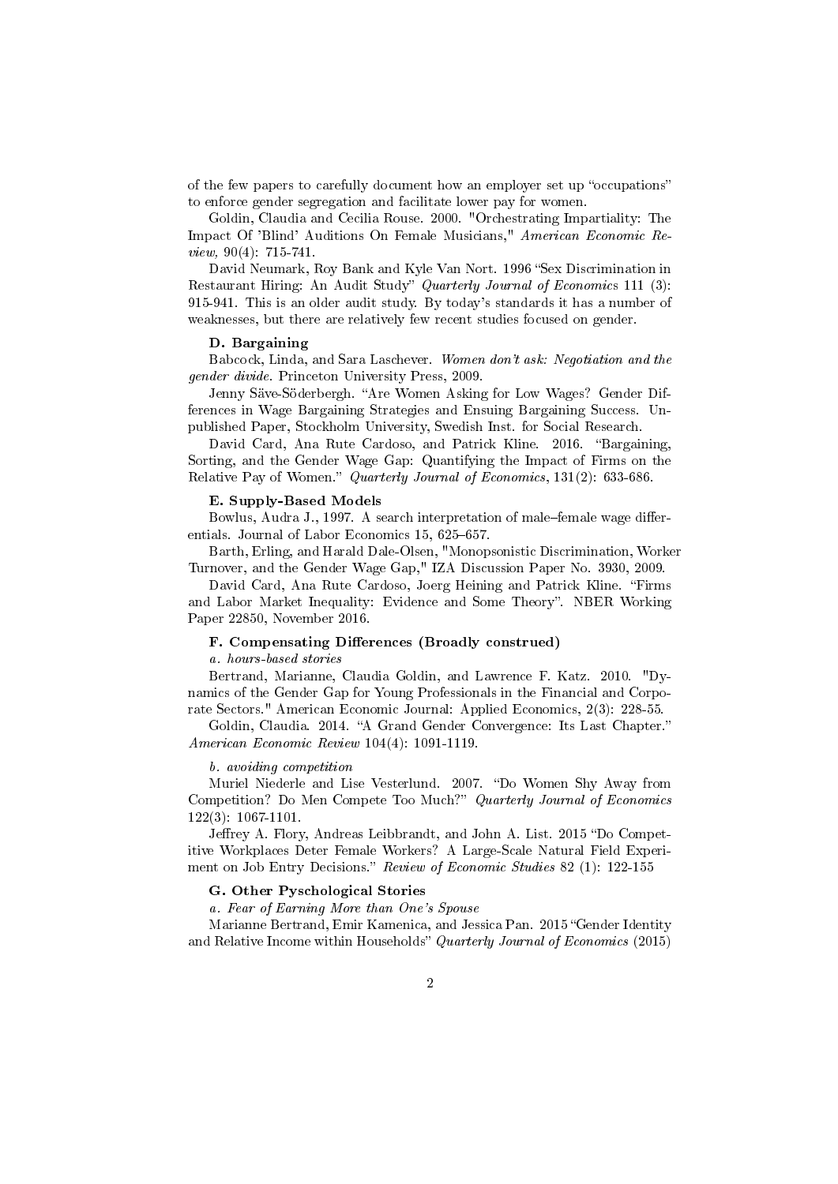of the few papers to carefully document how an employer set up "occupations" to enforce gender segregation and facilitate lower pay for women.

Goldin, Claudia and Cecilia Rouse. 2000. "Orchestrating Impartiality: The Impact Of 'Blind' Auditions On Female Musicians," *American Economic Review*, 90(4): 715-741.

David Neumark, Roy Bank and Kyle Van Nort. 1996 "Sex Discrimination in Restaurant Hiring: An Audit Study" *Quarterly Journal of Economics* 111 (3): 915-941. This is an older audit study. By today's standards it has a number of weaknesses, but there are relatively few recent studies focused on gender.

### D. Bargaining

Babcock, Linda, and Sara Laschever. *Women don't ask: Negotiation and the gender divide.* Princeton University Press, 2009.

Jenny Säve-Söderbergh. "Are Women Asking for Low Wages? Gender Differences in Wage Bargaining Strategies and Ensuing Bargaining Success. Unpublished Paper, Stockholm University, Swedish Inst. for Social Research.

David Card, Ana Rute Cardoso, and Patrick Kline. 2016. "Bargaining, Sorting, and the Gender Wage Gap: Quantifying the Impact of Firms on the Relative Pay of Women." *Quarterly Journal of Economics*, 131(2): 633-686.

### E. Supply-Based Models

Bowlus, Audra J., 1997. A search interpretation of male–female wage differentials. Journal of Labor Economics 15, 625–657.

Barth, Erling, and Harald Dale-Olsen, "Monopsonistic Discrimination, Worker Turnover, and the Gender Wage Gap," IZA Discussion Paper No. 3930, 2009.

David Card, Ana Rute Cardoso, Joerg Heining and Patrick Kline. "Firms and Labor Market Inequality: Evidence and Some Theory". NBER Working Paper 22850, November 2016.

### F. Compensating Differences (Broadly construed)

*a. hours-based stories*

Bertrand, Marianne, Claudia Goldin, and Lawrence F. Katz. 2010. "Dynamics of the Gender Gap for Young Professionals in the Financial and Corporate Sectors." American Economic Journal: Applied Economics, 2(3): 228-55.

Goldin, Claudia. 2014. "A Grand Gender Convergence: Its Last Chapter." *American Economic Review* 104(4): 1091-1119.

*b. avoiding competition*

Muriel Niederle and Lise Vesterlund. 2007. "Do Women Shy Away from Competition? Do Men Compete Too Much?" *Quarterly Journal of Economics* 122(3): 1067-1101.

Jeffrey A. Flory, Andreas Leibbrandt, and John A. List. 2015 "Do Competitive Workplaces Deter Female Workers? A Large-Scale Natural Field Experiment on Job Entry Decisions." *Review of Economic Studies* 82 (1): 122-155

### G. Other Pyschological Stories

*a. Fear of Earning More than One's Spouse*

Marianne Bertrand, Emir Kamenica, and Jessica Pan. 2015 "Gender Identity and Relative Income within Households" *Quarterly Journal of Economics* (2015)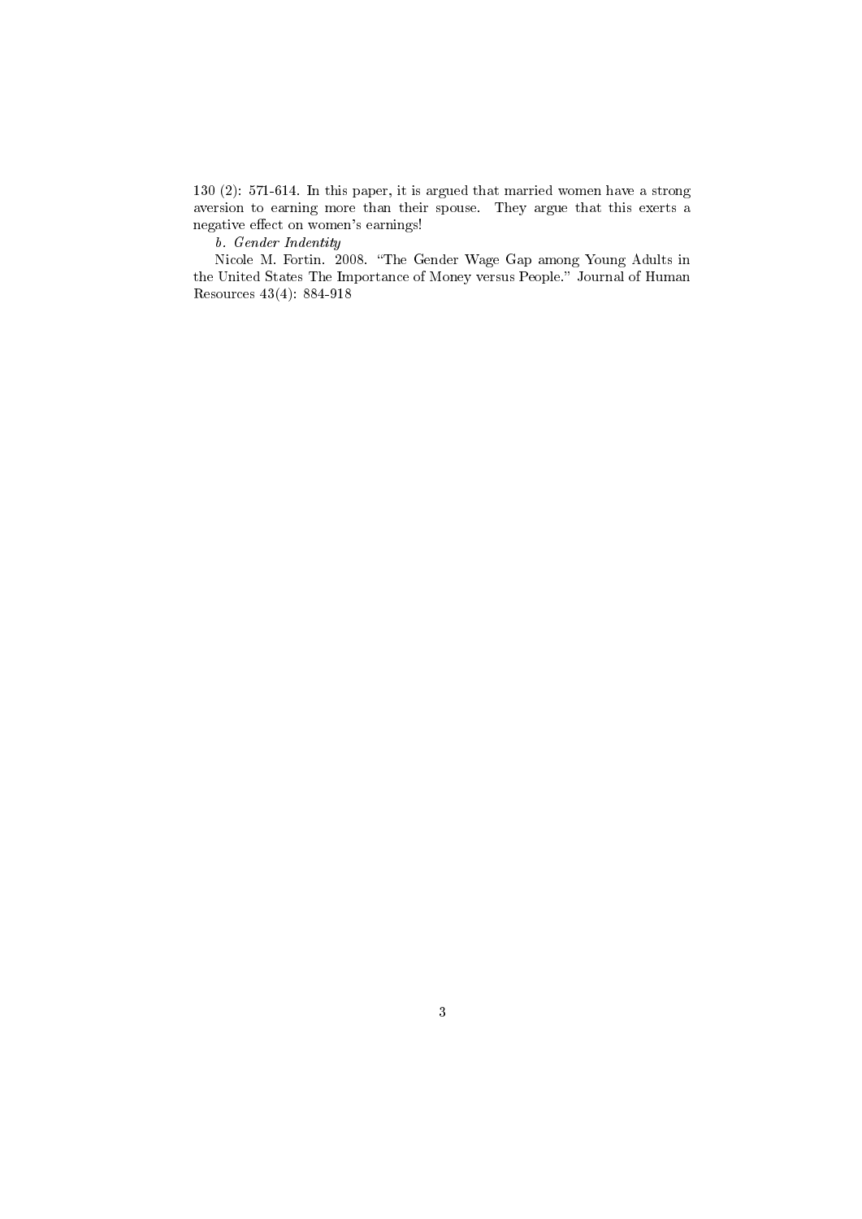130 (2): 571-614. In this paper, it is argued that married women have a strong aversion to earning more than their spouse. They argue that this exerts a negative effect on women's earnings!

*b. Gender Indentity*

Nicole M. Fortin. 2008. "The Gender Wage Gap among Young Adults in the United States The Importance of Money versus People." Journal of Human Resources 43(4): 884-918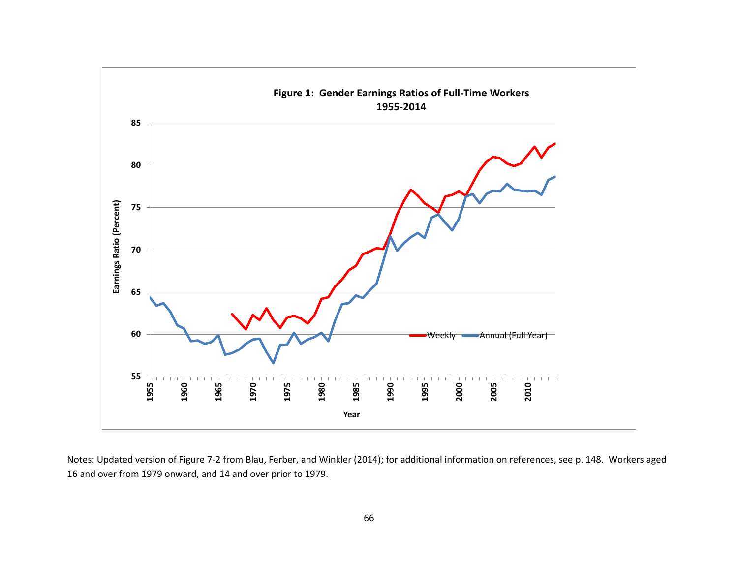**Figure 1: Gender Earnings Ratios of Full-Time Workers 1955-2014**

Notes: Updated version of Figure 7-2 from Blau, Ferber, and Winkler (2014); for additional information on references, see p. 148. Workers aged 16 and over from 1979 onward, and 14 and over prior to 1979.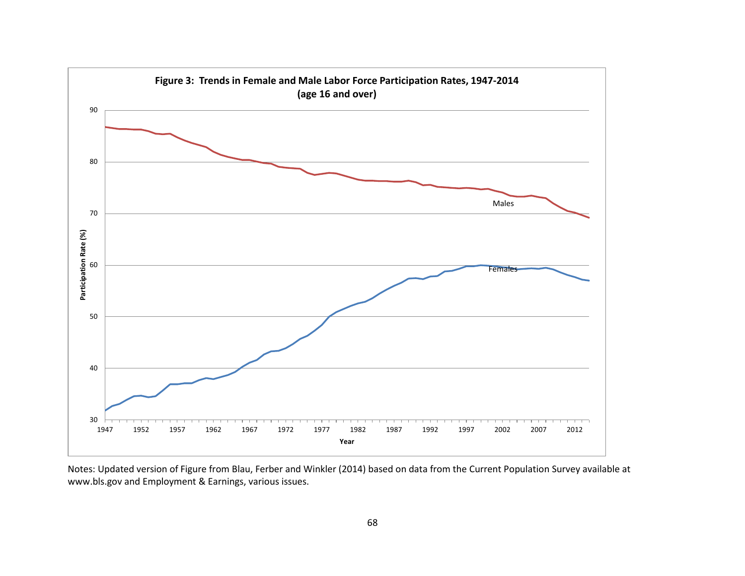**Figure 3: Trends in Female and Male Labor Force Participation Rates, 1947-2014 (age 16 and over)**

Notes: Updated version of Figure from Blau, Ferber and Winkler (2014) based on data from the Current Population Survey available at www.bls.gov and Employment & Earnings, various issues.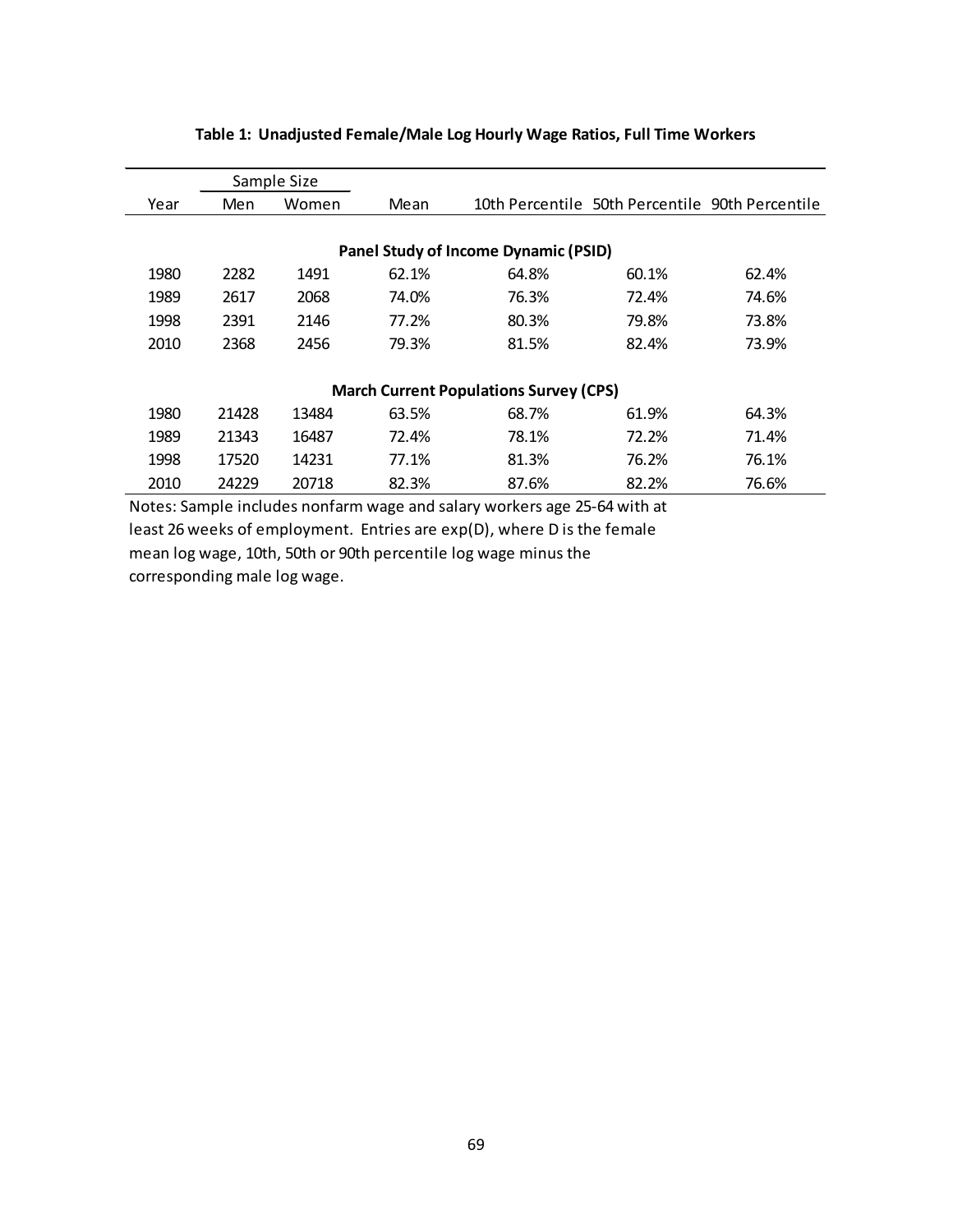**Table 1: Unadjusted Female/Male Log Hourly Wage Ratios, Full Time Workers**

| Year | Sample Size | | Mean | 10th Percentile | 50th Percentile | 90th Percentile |
|---|---|---|---|---|---|---|
| | Men | Women | | | | |
| | | | **Panel Study of Income Dynamic (PSID)** | | | |
| 1980 | 2282 | 1491 | 62.1% | 64.8% | 60.1% | 62.4% |
| 1989 | 2617 | 2068 | 74.0% | 76.3% | 72.4% | 74.6% |
| 1998 | 2391 | 2146 | 77.2% | 80.3% | 79.8% | 73.8% |
| 2010 | 2368 | 2456 | 79.3% | 81.5% | 82.4% | 73.9% |
| | | | **March Current Populations Survey (CPS)** | | | |
| 1980 | 21428 | 13484 | 63.5% | 68.7% | 61.9% | 64.3% |
| 1989 | 21343 | 16487 | 72.4% | 78.1% | 72.2% | 71.4% |
| 1998 | 17520 | 14231 | 77.1% | 81.3% | 76.2% | 76.1% |
| 2010 | 24229 | 20718 | 82.3% | 87.6% | 82.2% | 76.6% |

Notes: Sample includes nonfarm wage and salary workers age 25-64 with at least 26 weeks of employment. Entries are exp(D), where D is the female mean log wage, 10th, 50th or 90th percentile log wage minus the corresponding male log wage.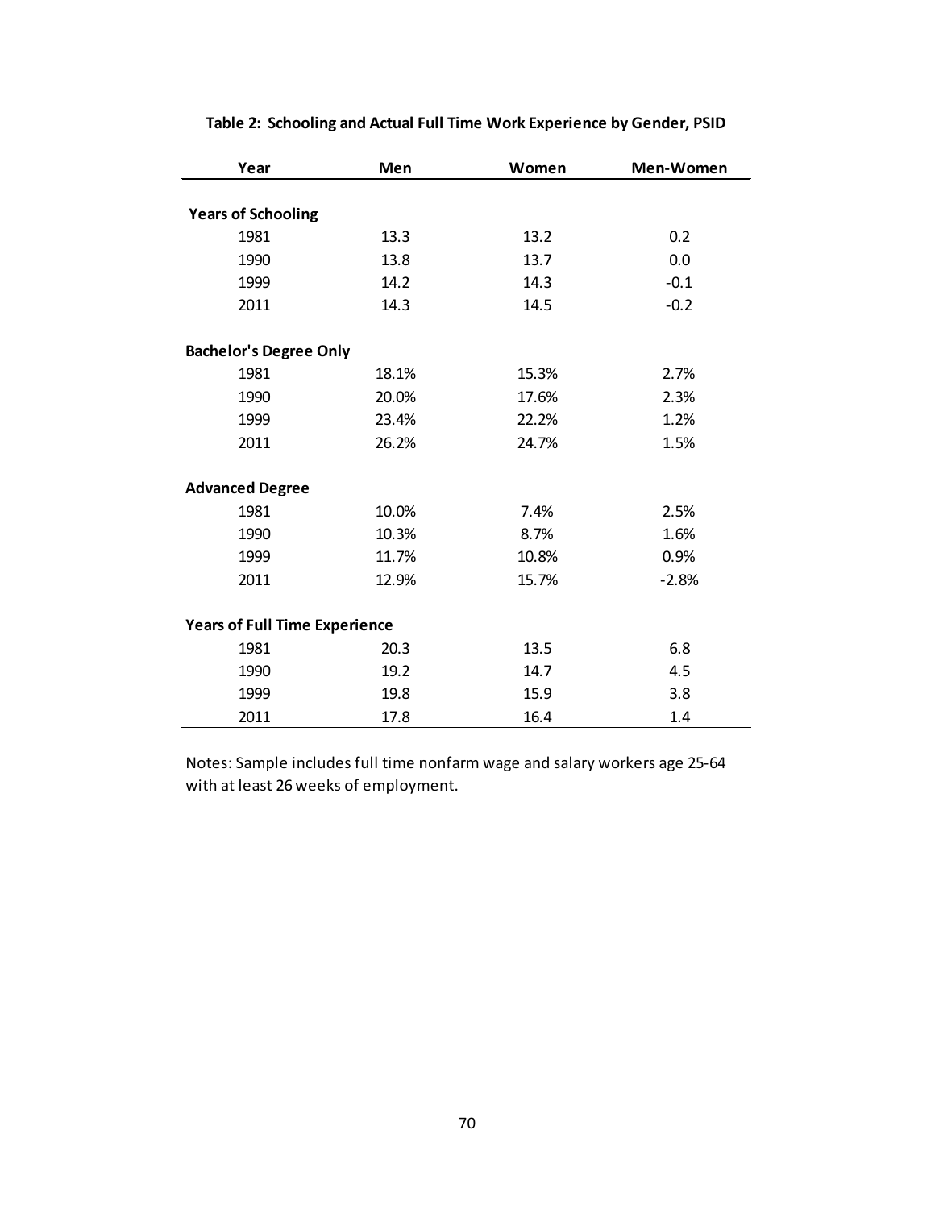**Table 2: Schooling and Actual Full Time Work Experience by Gender, PSID**

| Year | Men | Women | Men-Women |
|---|---|---|---|
| **Years of Schooling** | | | |
| 1981 | 13.3 | 13.2 | 0.2 |
| 1990 | 13.8 | 13.7 | 0.0 |
| 1999 | 14.2 | 14.3 | -0.1 |
| 2011 | 14.3 | 14.5 | -0.2 |
| **Bachelor's Degree Only** | | | |
| 1981 | 18.1% | 15.3% | 2.7% |
| 1990 | 20.0% | 17.6% | 2.3% |
| 1999 | 23.4% | 22.2% | 1.2% |
| 2011 | 26.2% | 24.7% | 1.5% |
| **Advanced Degree** | | | |
| 1981 | 10.0% | 7.4% | 2.5% |
| 1990 | 10.3% | 8.7% | 1.6% |
| 1999 | 11.7% | 10.8% | 0.9% |
| 2011 | 12.9% | 15.7% | -2.8% |
| **Years of Full Time Experience** | | | |
| 1981 | 20.3 | 13.5 | 6.8 |
| 1990 | 19.2 | 14.7 | 4.5 |
| 1999 | 19.8 | 15.9 | 3.8 |
| 2011 | 17.8 | 16.4 | 1.4 |

Notes: Sample includes full time nonfarm wage and salary workers age 25-64 with at least 26 weeks of employment.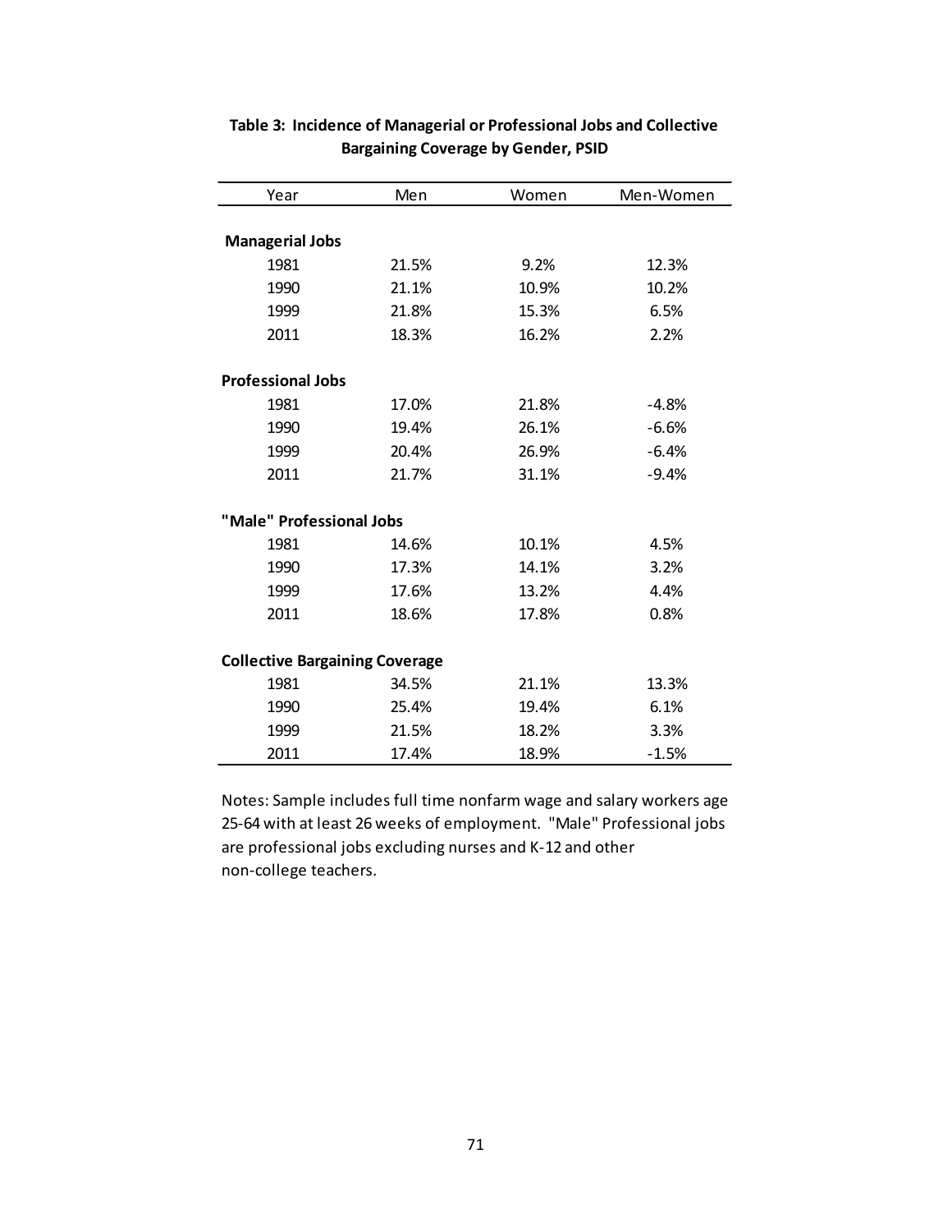**Table 3: Incidence of Managerial or Professional Jobs and Collective Bargaining Coverage by Gender, PSID**

| Year | Men | Women | Men-Women |
|---|---|---|---|
| **Managerial Jobs** | | | |
| 1981 | 21.5% | 9.2% | 12.3% |
| 1990 | 21.1% | 10.9% | 10.2% |
| 1999 | 21.8% | 15.3% | 6.5% |
| 2011 | 18.3% | 16.2% | 2.2% |
| **Professional Jobs** | | | |
| 1981 | 17.0% | 21.8% | -4.8% |
| 1990 | 19.4% | 26.1% | -6.6% |
| 1999 | 20.4% | 26.9% | -6.4% |
| 2011 | 21.7% | 31.1% | -9.4% |
| **"Male" Professional Jobs** | | | |
| 1981 | 14.6% | 10.1% | 4.5% |
| 1990 | 17.3% | 14.1% | 3.2% |
| 1999 | 17.6% | 13.2% | 4.4% |
| 2011 | 18.6% | 17.8% | 0.8% |
| **Collective Bargaining Coverage** | | | |
| 1981 | 34.5% | 21.1% | 13.3% |
| 1990 | 25.4% | 19.4% | 6.1% |
| 1999 | 21.5% | 18.2% | 3.3% |
| 2011 | 17.4% | 18.9% | -1.5% |

Notes: Sample includes full time nonfarm wage and salary workers age 25-64 with at least 26 weeks of employment. "Male" Professional jobs are professional jobs excluding nurses and K-12 and other non-college teachers.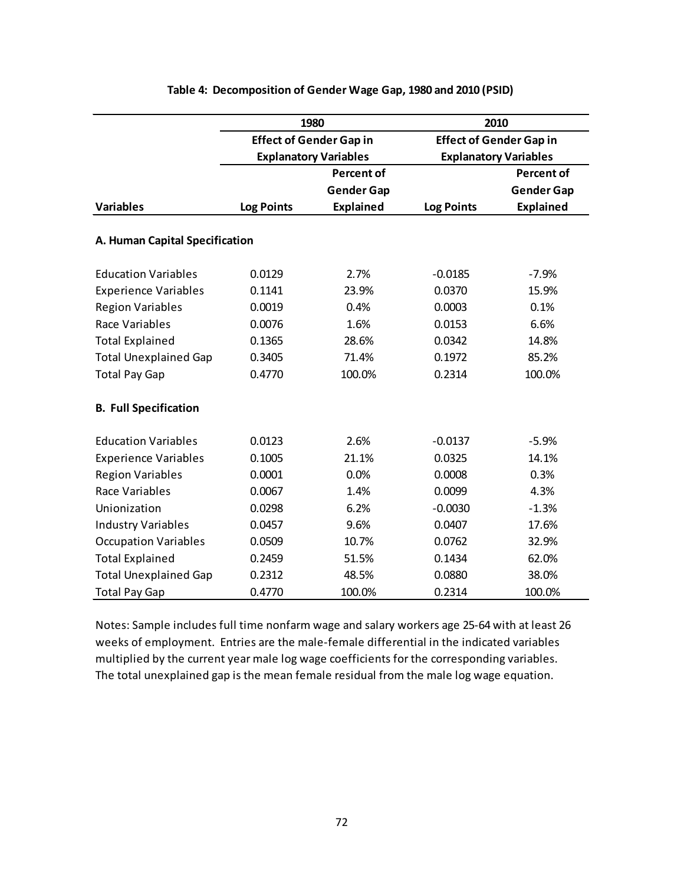**Table 4: Decomposition of Gender Wage Gap, 1980 and 2010 (PSID)**

| | 1980 | | 2010 | |
|---|---|---|---|---|
| | Effect of Gender Gap in Explanatory Variables | | Effect of Gender Gap in Explanatory Variables | |
| Variables | Log Points | Percent of Gender Gap Explained | Log Points | Percent of Gender Gap Explained |
| **A. Human Capital Specification** | | | | |
| Education Variables | 0.0129 | 2.7% | -0.0185 | -7.9% |
| Experience Variables | 0.1141 | 23.9% | 0.0370 | 15.9% |
| Region Variables | 0.0019 | 0.4% | 0.0003 | 0.1% |
| Race Variables | 0.0076 | 1.6% | 0.0153 | 6.6% |
| Total Explained | 0.1365 | 28.6% | 0.0342 | 14.8% |
| Total Unexplained Gap | 0.3405 | 71.4% | 0.1972 | 85.2% |
| Total Pay Gap | 0.4770 | 100.0% | 0.2314 | 100.0% |
| **B. Full Specification** | | | | |
| Education Variables | 0.0123 | 2.6% | -0.0137 | -5.9% |
| Experience Variables | 0.1005 | 21.1% | 0.0325 | 14.1% |
| Region Variables | 0.0001 | 0.0% | 0.0008 | 0.3% |
| Race Variables | 0.0067 | 1.4% | 0.0099 | 4.3% |
| Unionization | 0.0298 | 6.2% | -0.0030 | -1.3% |
| Industry Variables | 0.0457 | 9.6% | 0.0407 | 17.6% |
| Occupation Variables | 0.0509 | 10.7% | 0.0762 | 32.9% |
| Total Explained | 0.2459 | 51.5% | 0.1434 | 62.0% |
| Total Unexplained Gap | 0.2312 | 48.5% | 0.0880 | 38.0% |
| Total Pay Gap | 0.4770 | 100.0% | 0.2314 | 100.0% |

Notes: Sample includes full time nonfarm wage and salary workers age 25-64 with at least 26 weeks of employment. Entries are the male-female differential in the indicated variables multiplied by the current year male log wage coefficients for the corresponding variables. The total unexplained gap is the mean female residual from the male log wage equation.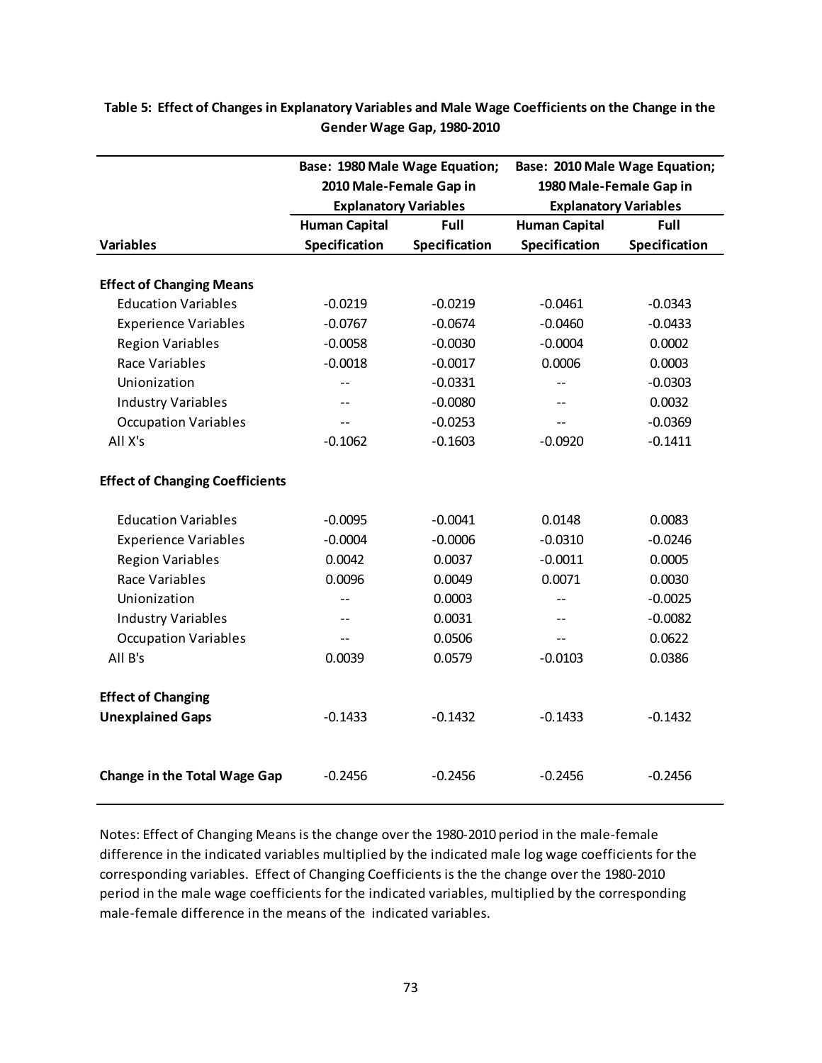**Table 5: Effect of Changes in Explanatory Variables and Male Wage Coefficients on the Change in the Gender Wage Gap, 1980-2010**

| | Base: 1980 Male Wage Equation; 2010 Male-Female Gap in Explanatory Variables | | Base: 2010 Male Wage Equation; 1980 Male-Female Gap in Explanatory Variables | |
|---|---|---|---|---|
| **Variables** | **Human Capital Specification** | **Full Specification** | **Human Capital Specification** | **Full Specification** |
| **Effect of Changing Means** | | | | |
| Education Variables | -0.0219 | -0.0219 | -0.0461 | -0.0343 |
| Experience Variables | -0.0767 | -0.0674 | -0.0460 | -0.0433 |
| Region Variables | -0.0058 | -0.0030 | -0.0004 | 0.0002 |
| Race Variables | -0.0018 | -0.0017 | 0.0006 | 0.0003 |
| Unionization | -- | -0.0331 | -- | -0.0303 |
| Industry Variables | -- | -0.0080 | -- | 0.0032 |
| Occupation Variables | -- | -0.0253 | -- | -0.0369 |
| All X's | -0.1062 | -0.1603 | -0.0920 | -0.1411 |
| **Effect of Changing Coefficients** | | | | |
| Education Variables | -0.0095 | -0.0041 | 0.0148 | 0.0083 |
| Experience Variables | -0.0004 | -0.0006 | -0.0310 | -0.0246 |
| Region Variables | 0.0042 | 0.0037 | -0.0011 | 0.0005 |
| Race Variables | 0.0096 | 0.0049 | 0.0071 | 0.0030 |
| Unionization | -- | 0.0003 | -- | -0.0025 |
| Industry Variables | -- | 0.0031 | -- | -0.0082 |
| Occupation Variables | -- | 0.0506 | -- | 0.0622 |
| All B's | 0.0039 | 0.0579 | -0.0103 | 0.0386 |
| **Effect of Changing Unexplained Gaps** | -0.1433 | -0.1432 | -0.1433 | -0.1432 |
| **Change in the Total Wage Gap** | -0.2456 | -0.2456 | -0.2456 | -0.2456 |

Notes: Effect of Changing Means is the change over the 1980-2010 period in the male-female difference in the indicated variables multiplied by the indicated male log wage coefficients for the corresponding variables. Effect of Changing Coefficients is the the change over the 1980-2010 period in the male wage coefficients for the indicated variables, multiplied by the corresponding male-female difference in the means of the indicated variables.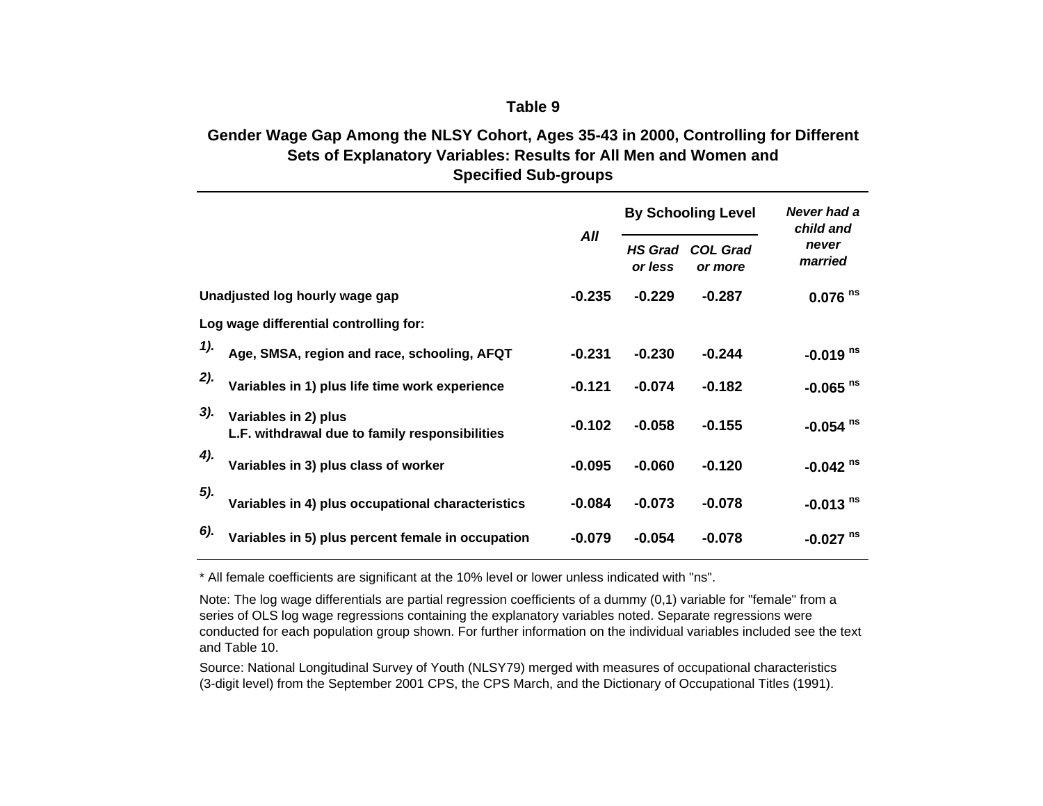**Table 9**

**Gender Wage Gap Among the NLSY Cohort, Ages 35-43 in 2000, Controlling for Different Sets of Explanatory Variables: Results for All Men and Women and Specified Sub-groups**

| | *All* | By Schooling Level | | *Never had a child and never married* |
|---|---|---|---|---|
| | | *HS Grad or less* | *COL Grad or more* | |
| **Unadjusted log hourly wage gap** | **-0.235** | **-0.229** | **-0.287** | **0.076** ns |
| **Log wage differential controlling for:** | | | | |
| *1).* **Age, SMSA, region and race, schooling, AFQT** | **-0.231** | **-0.230** | **-0.244** | **-0.019** ns |
| *2).* **Variables in 1) plus life time work experience** | **-0.121** | **-0.074** | **-0.182** | **-0.065** ns |
| *3).* **Variables in 2) plus L.F. withdrawal due to family responsibilities** | **-0.102** | **-0.058** | **-0.155** | **-0.054** ns |
| *4).* **Variables in 3) plus class of worker** | **-0.095** | **-0.060** | **-0.120** | **-0.042** ns |
| *5).* **Variables in 4) plus occupational characteristics** | **-0.084** | **-0.073** | **-0.078** | **-0.013** ns |
| *6).* **Variables in 5) plus percent female in occupation** | **-0.079** | **-0.054** | **-0.078** | **-0.027** ns |

* All female coefficients are significant at the 10% level or lower unless indicated with "ns".

Note: The log wage differentials are partial regression coefficients of a dummy (0,1) variable for "female" from a series of OLS log wage regressions containing the explanatory variables noted. Separate regressions were conducted for each population group shown. For further information on the individual variables included see the text and Table 10.

Source: National Longitudinal Survey of Youth (NLSY79) merged with measures of occupational characteristics (3-digit level) from the September 2001 CPS, the CPS March, and the Dictionary of Occupational Titles (1991).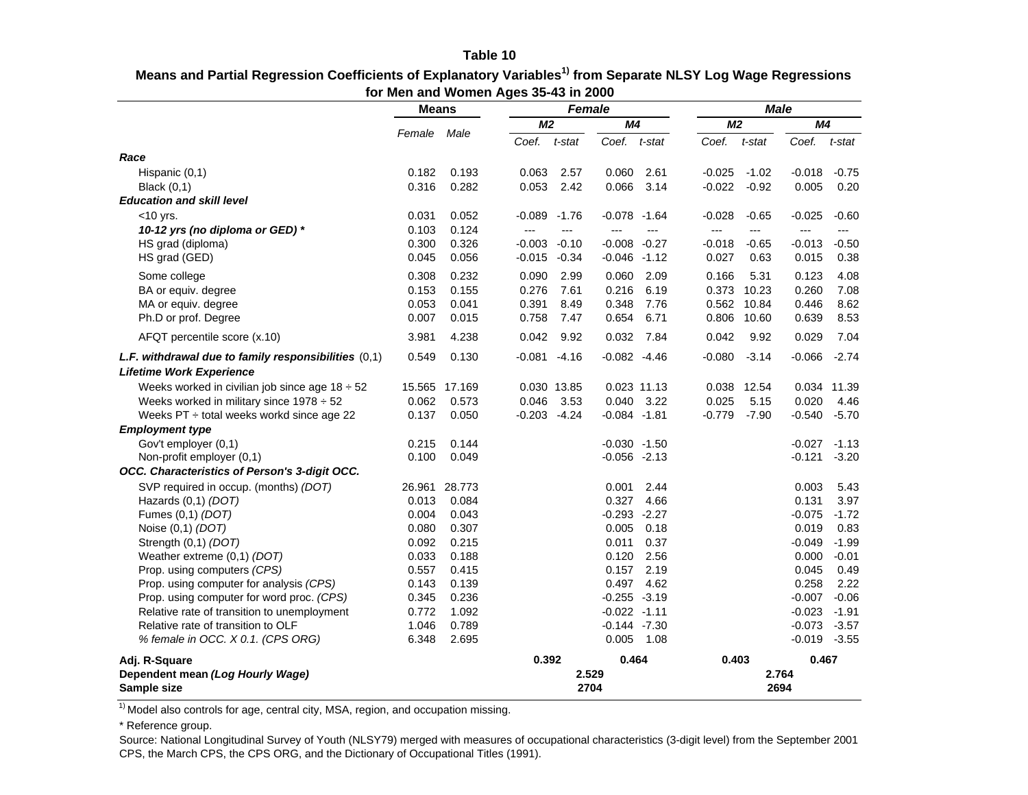**Table 10**

**Means and Partial Regression Coefficients of Explanatory Variables[1] from Separate NLSY Log Wage Regressions for Men and Women Ages 35-43 in 2000**

| | Means | | Female | | | | Male | | | |
|---|---|---|---|---|---|---|---|---|---|---|
| | | | M2 | | M4 | | M2 | | M4 | |
| | Female | Male | Coef. | t-stat | Coef. | t-stat | Coef. | t-stat | Coef. | t-stat |
| ***Race*** | | | | | | | | | | |
| Hispanic (0,1) | 0.182 | 0.193 | 0.063 | 2.57 | 0.060 | 2.61 | -0.025 | -1.02 | -0.018 | -0.75 |
| Black (0,1) | 0.316 | 0.282 | 0.053 | 2.42 | 0.066 | 3.14 | -0.022 | -0.92 | 0.005 | 0.20 |
| ***Education and skill level*** | | | | | | | | | | |
| <10 yrs. | 0.031 | 0.052 | -0.089 | -1.76 | -0.078 | -1.64 | -0.028 | -0.65 | -0.025 | -0.60 |
| ***10-12 yrs (no diploma or GED) **** | 0.103 | 0.124 | --- | --- | --- | --- | --- | --- | --- | --- |
| HS grad (diploma) | 0.300 | 0.326 | -0.003 | -0.10 | -0.008 | -0.27 | -0.018 | -0.65 | -0.013 | -0.50 |
| HS grad (GED) | 0.045 | 0.056 | -0.015 | -0.34 | -0.046 | -1.12 | 0.027 | 0.63 | 0.015 | 0.38 |
| Some college | 0.308 | 0.232 | 0.090 | 2.99 | 0.060 | 2.09 | 0.166 | 5.31 | 0.123 | 4.08 |
| BA or equiv. degree | 0.153 | 0.155 | 0.276 | 7.61 | 0.216 | 6.19 | 0.373 | 10.23 | 0.260 | 7.08 |
| MA or equiv. degree | 0.053 | 0.041 | 0.391 | 8.49 | 0.348 | 7.76 | 0.562 | 10.84 | 0.446 | 8.62 |
| Ph.D or prof. Degree | 0.007 | 0.015 | 0.758 | 7.47 | 0.654 | 6.71 | 0.806 | 10.60 | 0.639 | 8.53 |
| AFQT percentile score (x.10) | 3.981 | 4.238 | 0.042 | 9.92 | 0.032 | 7.84 | 0.042 | 9.92 | 0.029 | 7.04 |
| ***L.F. withdrawal due to family responsibilities*** (0,1) | 0.549 | 0.130 | -0.081 | -4.16 | -0.082 | -4.46 | -0.080 | -3.14 | -0.066 | -2.74 |
| ***Lifetime Work Experience*** | | | | | | | | | | |
| Weeks worked in civilian job since age 18 ÷ 52 | 15.565 | 17.169 | 0.030 | 13.85 | 0.023 | 11.13 | 0.038 | 12.54 | 0.034 | 11.39 |
| Weeks worked in military since 1978 ÷ 52 | 0.062 | 0.573 | 0.046 | 3.53 | 0.040 | 3.22 | 0.025 | 5.15 | 0.020 | 4.46 |
| Weeks PT ÷ total weeks workd since age 22 | 0.137 | 0.050 | -0.203 | -4.24 | -0.084 | -1.81 | -0.779 | -7.90 | -0.540 | -5.70 |
| ***Employment type*** | | | | | | | | | | |
| Gov't employer (0,1) | 0.215 | 0.144 | | | -0.030 | -1.50 | | | -0.027 | -1.13 |
| Non-profit employer (0,1) | 0.100 | 0.049 | | | -0.056 | -2.13 | | | -0.121 | -3.20 |
| ***OCC. Characteristics of Person's 3-digit OCC.*** | | | | | | | | | | |
| SVP required in occup. (months) *(DOT)* | 26.961 | 28.773 | | | 0.001 | 2.44 | | | 0.003 | 5.43 |
| Hazards (0,1) *(DOT)* | 0.013 | 0.084 | | | 0.327 | 4.66 | | | 0.131 | 3.97 |
| Fumes (0,1) *(DOT)* | 0.004 | 0.043 | | | -0.293 | -2.27 | | | -0.075 | -1.72 |
| Noise (0,1) *(DOT)* | 0.080 | 0.307 | | | 0.005 | 0.18 | | | 0.019 | 0.83 |
| Strength (0,1) *(DOT)* | 0.092 | 0.215 | | | 0.011 | 0.37 | | | -0.049 | -1.99 |
| Weather extreme (0,1) *(DOT)* | 0.033 | 0.188 | | | 0.120 | 2.56 | | | 0.000 | -0.01 |
| Prop. using computers *(CPS)* | 0.557 | 0.415 | | | 0.157 | 2.19 | | | 0.045 | 0.49 |
| Prop. using computer for analysis *(CPS)* | 0.143 | 0.139 | | | 0.497 | 4.62 | | | 0.258 | 2.22 |
| Prop. using computer for word proc. *(CPS)* | 0.345 | 0.236 | | | -0.255 | -3.19 | | | -0.007 | -0.06 |
| Relative rate of transition to unemployment | 0.772 | 1.092 | | | -0.022 | -1.11 | | | -0.023 | -1.91 |
| Relative rate of transition to OLF | 1.046 | 0.789 | | | -0.144 | -7.30 | | | -0.073 | -3.57 |
| *% female in OCC. X 0.1. (CPS ORG)* | 6.348 | 2.695 | | | 0.005 | 1.08 | | | -0.019 | -3.55 |
| **Adj. R-Square** | | | 0.392 | | 0.464 | | 0.403 | | 0.467 | |
| **Dependent mean *(Log Hourly Wage)*** | | | 2.529 | | | | 2.764 | | | |
| **Sample size** | | | 2704 | | | | 2694 | | | |

[1] Model also controls for age, central city, MSA, region, and occupation missing.

\* Reference group.

Source: National Longitudinal Survey of Youth (NLSY79) merged with measures of occupational characteristics (3-digit level) from the September 2001 CPS, the March CPS, the CPS ORG, and the Dictionary of Occupational Titles (1991).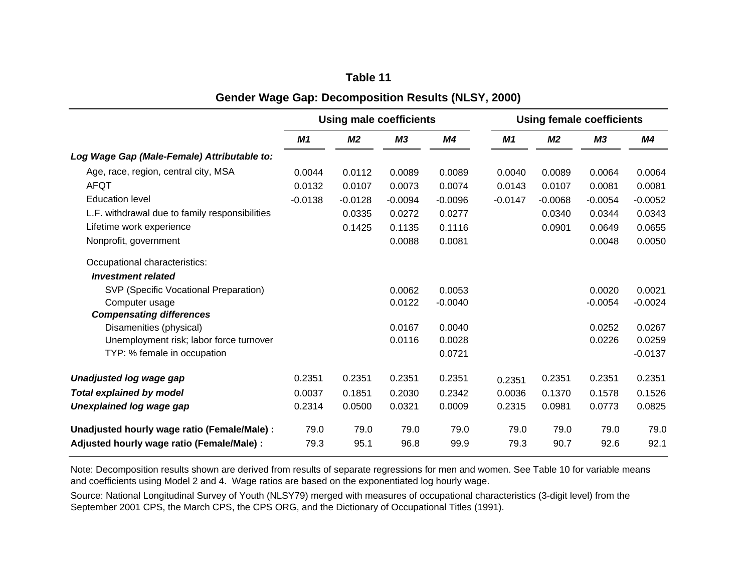# Table 11

## Gender Wage Gap: Decomposition Results (NLSY, 2000)

| | Using male coefficients | | | | Using female coefficients | | | |
|---|---|---|---|---|---|---|---|---|
| | ***M1*** | ***M2*** | ***M3*** | ***M4*** | ***M1*** | ***M2*** | ***M3*** | ***M4*** |
| ***Log Wage Gap (Male-Female) Attributable to:*** | | | | | | | | |
| Age, race, region, central city, MSA | 0.0044 | 0.0112 | 0.0089 | 0.0089 | 0.0040 | 0.0089 | 0.0064 | 0.0064 |
| AFQT | 0.0132 | 0.0107 | 0.0073 | 0.0074 | 0.0143 | 0.0107 | 0.0081 | 0.0081 |
| Education level | -0.0138 | -0.0128 | -0.0094 | -0.0096 | -0.0147 | -0.0068 | -0.0054 | -0.0052 |
| L.F. withdrawal due to family responsibilities | | 0.0335 | 0.0272 | 0.0277 | | 0.0340 | 0.0344 | 0.0343 |
| Lifetime work experience | | 0.1425 | 0.1135 | 0.1116 | | 0.0901 | 0.0649 | 0.0655 |
| Nonprofit, government | | | 0.0088 | 0.0081 | | | 0.0048 | 0.0050 |
| Occupational characteristics: | | | | | | | | |
| ***Investment related*** | | | | | | | | |
| SVP (Specific Vocational Preparation) | | | 0.0062 | 0.0053 | | | 0.0020 | 0.0021 |
| Computer usage | | | 0.0122 | -0.0040 | | | -0.0054 | -0.0024 |
| ***Compensating differences*** | | | | | | | | |
| Disamenities (physical) | | | 0.0167 | 0.0040 | | | 0.0252 | 0.0267 |
| Unemployment risk; labor force turnover | | | 0.0116 | 0.0028 | | | 0.0226 | 0.0259 |
| TYP: % female in occupation | | | | 0.0721 | | | | -0.0137 |
| ***Unadjusted log wage gap*** | 0.2351 | 0.2351 | 0.2351 | 0.2351 | 0.2351 | 0.2351 | 0.2351 | 0.2351 |
| ***Total explained by model*** | 0.0037 | 0.1851 | 0.2030 | 0.2342 | 0.0036 | 0.1370 | 0.1578 | 0.1526 |
| ***Unexplained log wage gap*** | 0.2314 | 0.0500 | 0.0321 | 0.0009 | 0.2315 | 0.0981 | 0.0773 | 0.0825 |
| **Unadjusted hourly wage ratio (Female/Male) :** | 79.0 | 79.0 | 79.0 | 79.0 | 79.0 | 79.0 | 79.0 | 79.0 |
| **Adjusted hourly wage ratio (Female/Male) :** | 79.3 | 95.1 | 96.8 | 99.9 | 79.3 | 90.7 | 92.6 | 92.1 |

Note: Decomposition results shown are derived from results of separate regressions for men and women. See Table 10 for variable means and coefficients using Model 2 and 4. Wage ratios are based on the exponentiated log hourly wage.

Source: National Longitudinal Survey of Youth (NLSY79) merged with measures of occupational characteristics (3-digit level) from the September 2001 CPS, the March CPS, the CPS ORG, and the Dictionary of Occupational Titles (1991).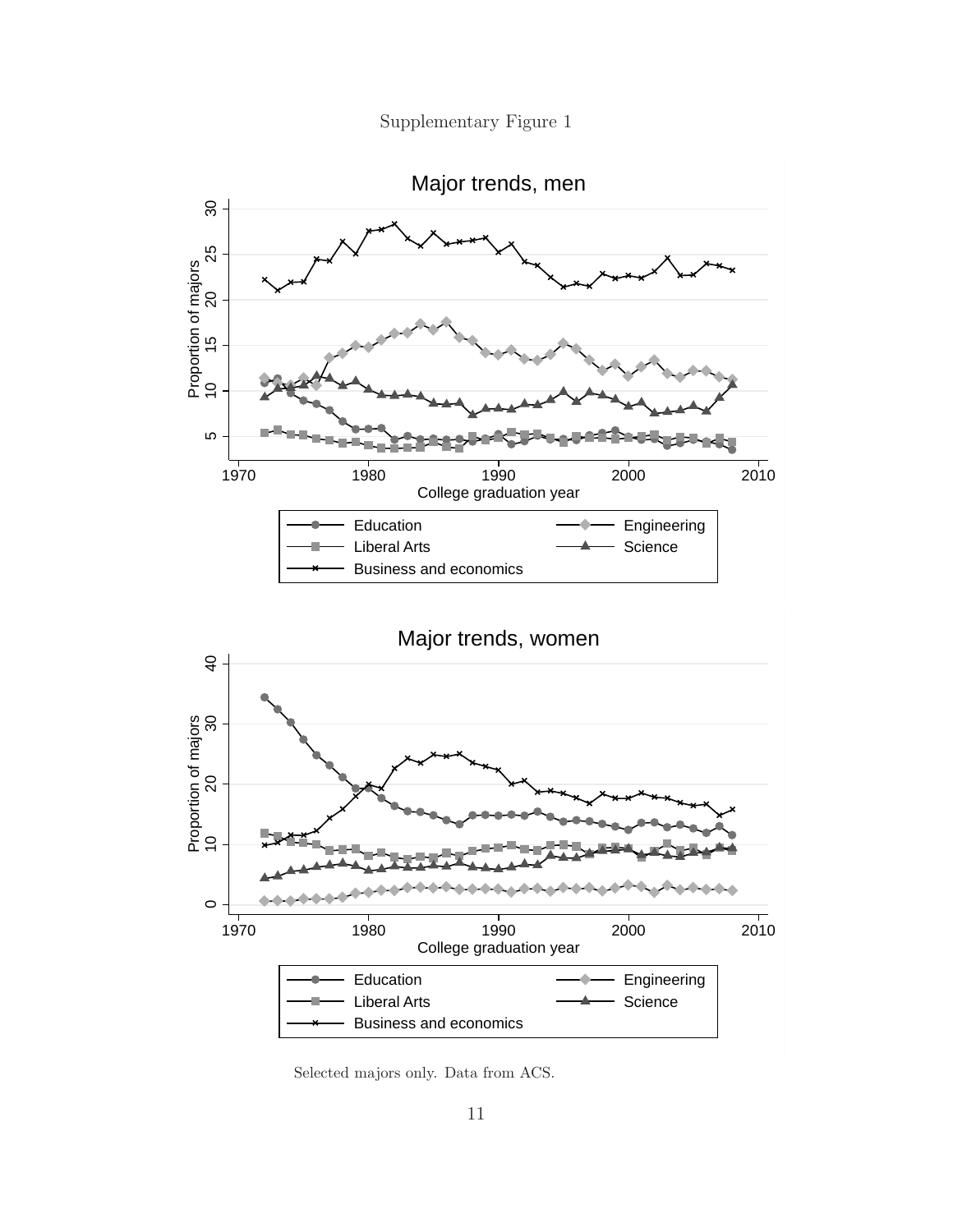Supplementary Figure 1

Selected majors only. Data from ACS.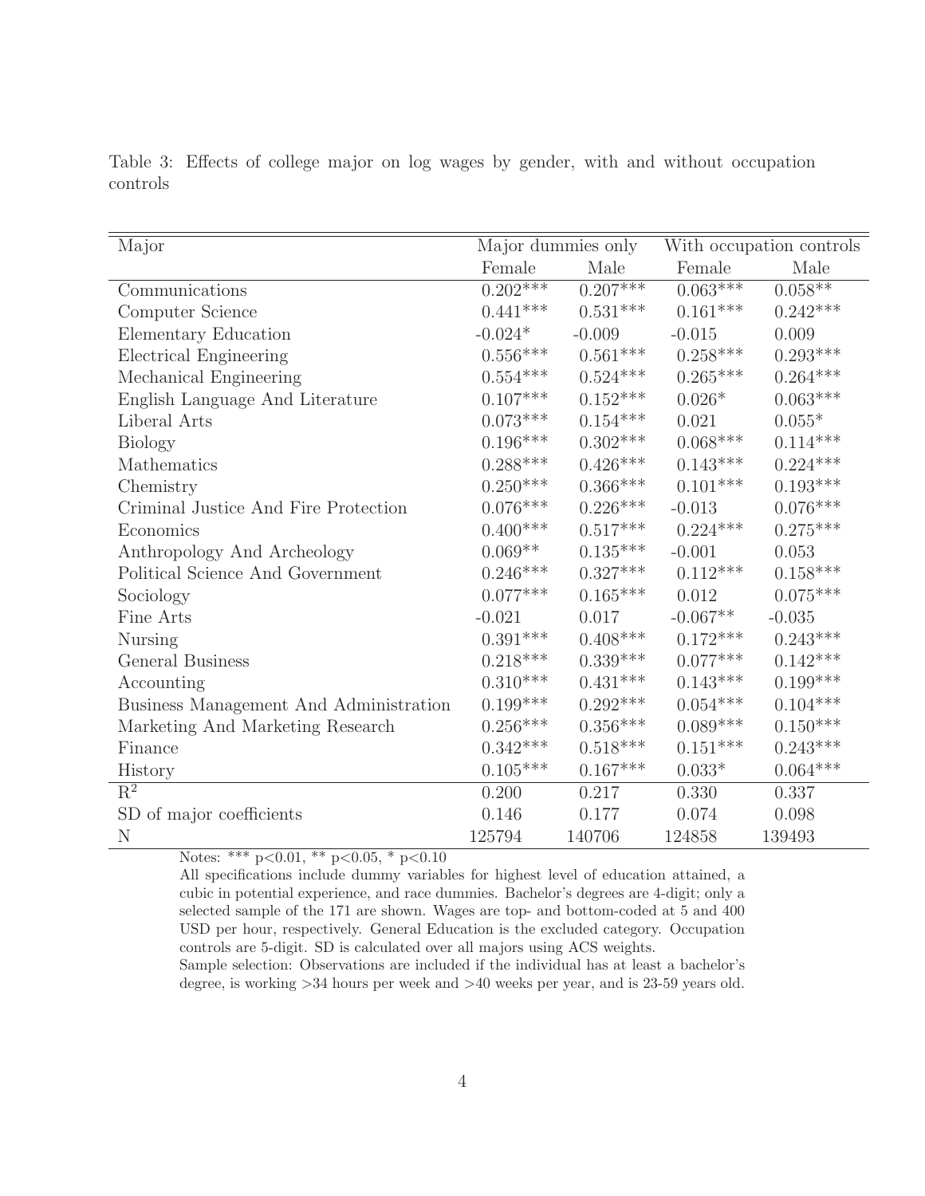Table 3: Effects of college major on log wages by gender, with and without occupation controls

| Major | Major dummies only | | With occupation controls | |
|---|---|---|---|---|
| | Female | Male | Female | Male |
| Communications | 0.202*** | 0.207*** | 0.063*** | 0.058** |
| Computer Science | 0.441*** | 0.531*** | 0.161*** | 0.242*** |
| Elementary Education | -0.024* | -0.009 | -0.015 | 0.009 |
| Electrical Engineering | 0.556*** | 0.561*** | 0.258*** | 0.293*** |
| Mechanical Engineering | 0.554*** | 0.524*** | 0.265*** | 0.264*** |
| English Language And Literature | 0.107*** | 0.152*** | 0.026* | 0.063*** |
| Liberal Arts | 0.073*** | 0.154*** | 0.021 | 0.055* |
| Biology | 0.196*** | 0.302*** | 0.068*** | 0.114*** |
| Mathematics | 0.288*** | 0.426*** | 0.143*** | 0.224*** |
| Chemistry | 0.250*** | 0.366*** | 0.101*** | 0.193*** |
| Criminal Justice And Fire Protection | 0.076*** | 0.226*** | -0.013 | 0.076*** |
| Economics | 0.400*** | 0.517*** | 0.224*** | 0.275*** |
| Anthropology And Archeology | 0.069** | 0.135*** | -0.001 | 0.053 |
| Political Science And Government | 0.246*** | 0.327*** | 0.112*** | 0.158*** |
| Sociology | 0.077*** | 0.165*** | 0.012 | 0.075*** |
| Fine Arts | -0.021 | 0.017 | -0.067** | -0.035 |
| Nursing | 0.391*** | 0.408*** | 0.172*** | 0.243*** |
| General Business | 0.218*** | 0.339*** | 0.077*** | 0.142*** |
| Accounting | 0.310*** | 0.431*** | 0.143*** | 0.199*** |
| Business Management And Administration | 0.199*** | 0.292*** | 0.054*** | 0.104*** |
| Marketing And Marketing Research | 0.256*** | 0.356*** | 0.089*** | 0.150*** |
| Finance | 0.342*** | 0.518*** | 0.151*** | 0.243*** |
| History | 0.105*** | 0.167*** | 0.033* | 0.064*** |
| $R^2$ | 0.200 | 0.217 | 0.330 | 0.337 |
| SD of major coefficients | 0.146 | 0.177 | 0.074 | 0.098 |
| N | 125794 | 140706 | 124858 | 139493 |

Notes: *** p<0.01, ** p<0.05, * p<0.10

All specifications include dummy variables for highest level of education attained, a cubic in potential experience, and race dummies. Bachelor's degrees are 4-digit; only a selected sample of the 171 are shown. Wages are top- and bottom-coded at 5 and 400 USD per hour, respectively. General Education is the excluded category. Occupation controls are 5-digit. SD is calculated over all majors using ACS weights.

Sample selection: Observations are included if the individual has at least a bachelor's degree, is working >34 hours per week and >40 weeks per year, and is 23-59 years old.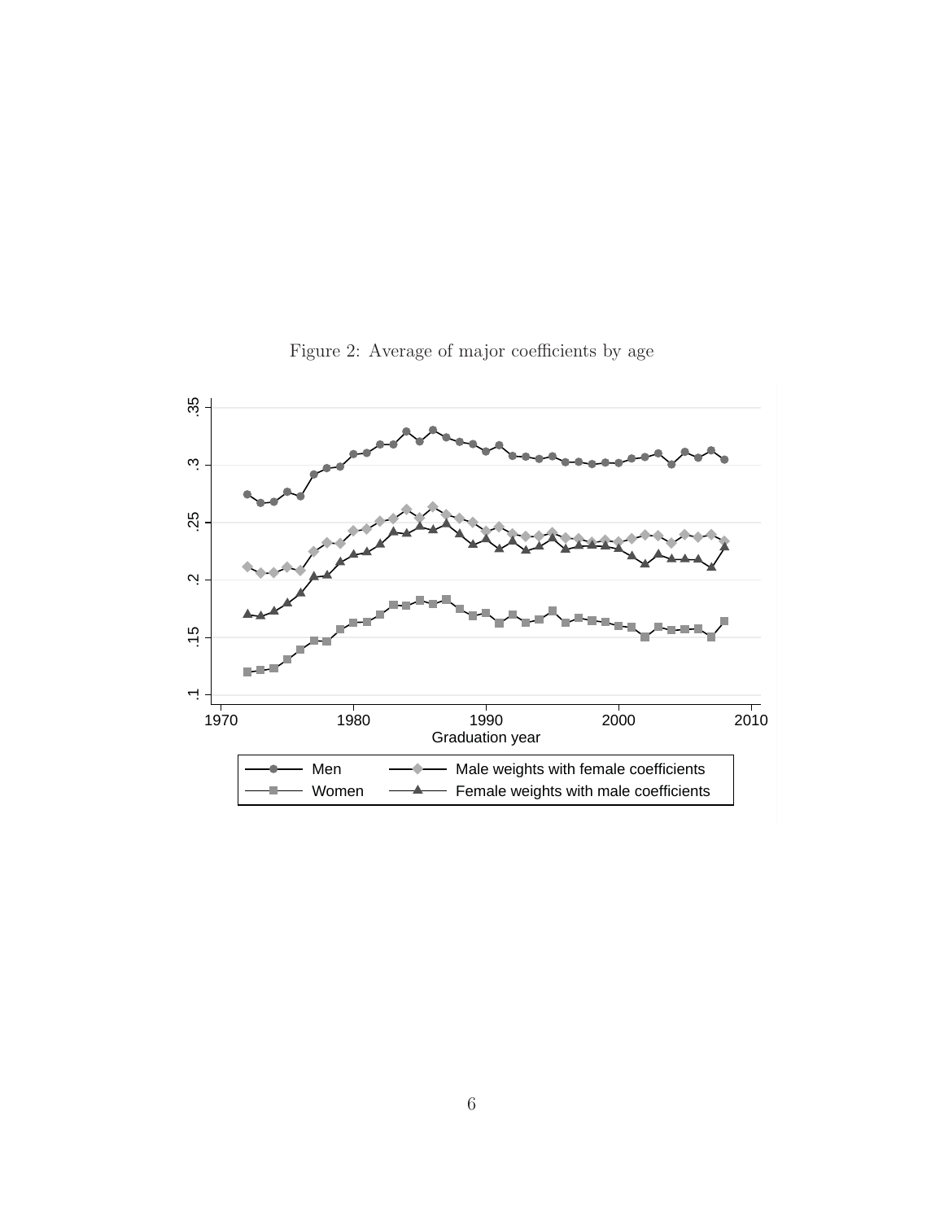Figure 2: Average of major coefficients by age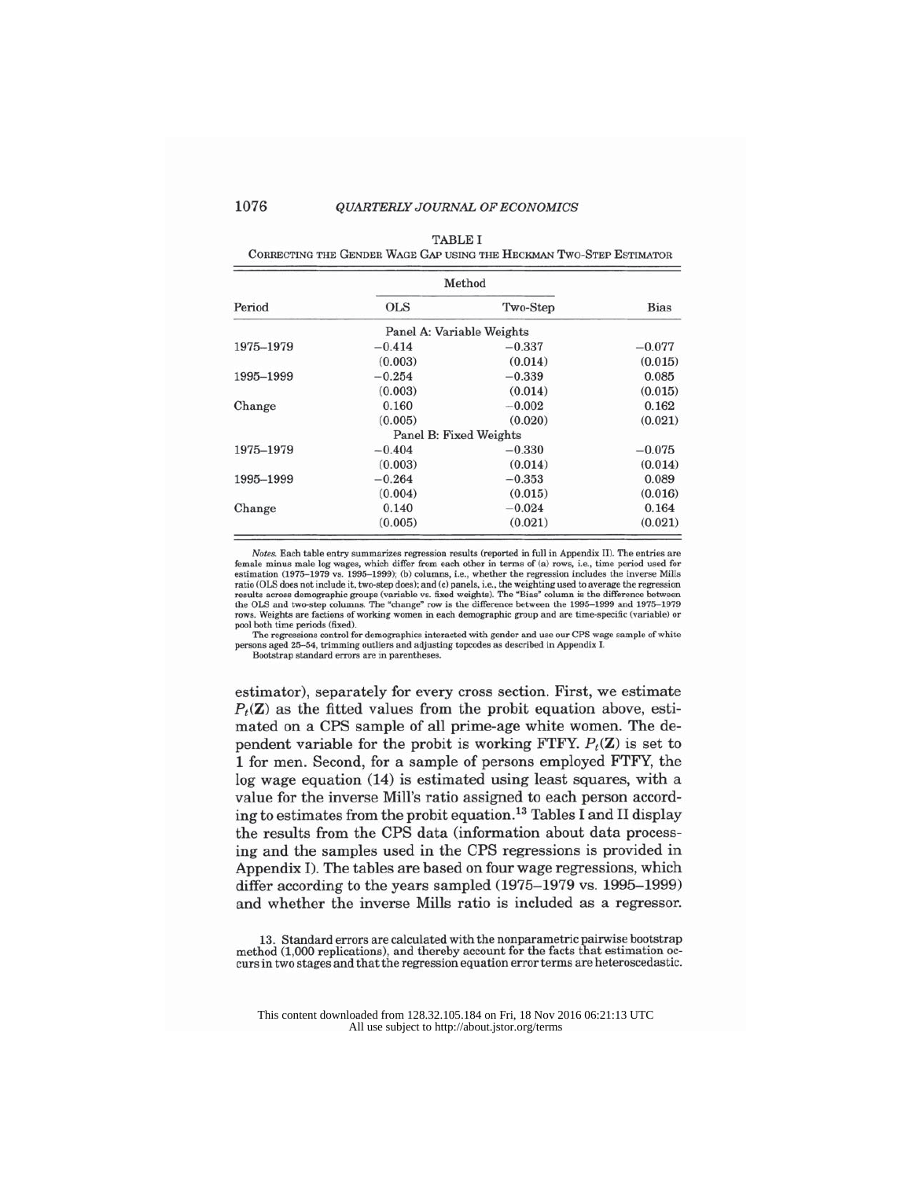TABLE I
CORRECTING THE GENDER WAGE GAP USING THE HECKMAN TWO-STEP ESTIMATOR

| Period | Method | | Bias |
|---|---|---|---|
| | OLS | Two-Step | |
| **Panel A: Variable Weights** | | | |
| 1975–1979 | −0.414 | −0.337 | −0.077 |
| | (0.003) | (0.014) | (0.015) |
| 1995–1999 | −0.254 | −0.339 | 0.085 |
| | (0.003) | (0.014) | (0.015) |
| Change | 0.160 | −0.002 | 0.162 |
| | (0.005) | (0.020) | (0.021) |
| **Panel B: Fixed Weights** | | | |
| 1975–1979 | −0.404 | −0.330 | −0.075 |
| | (0.003) | (0.014) | (0.014) |
| 1995–1999 | −0.264 | −0.353 | 0.089 |
| | (0.004) | (0.015) | (0.016) |
| Change | 0.140 | −0.024 | 0.164 |
| | (0.005) | (0.021) | (0.021) |

*Notes.* Each table entry summarizes regression results (reported in full in Appendix II). The entries are female minus male log wages, which differ from each other in terms of (a) rows, i.e., time period used for estimation (1975–1979 vs. 1995–1999); (b) columns, i.e., whether the regression includes the inverse Mills ratio (OLS does not include it, two-step does); and (c) panels, i.e., the weighting used to average the regression results across demographic groups (variable vs. fixed weights). The "Bias" column is the difference between the OLS and two-step columns. The "change" row is the difference between the 1995–1999 and 1975–1979 rows. Weights are factions of working women in each demographic group and are time-specific (variable) or pool both time periods (fixed).

The regressions control for demographics interacted with gender and use our CPS wage sample of white persons aged 25–54, trimming outliers and adjusting topcodes as described in Appendix I.

Bootstrap standard errors are in parentheses.

estimator), separately for every cross section. First, we estimate $P_t(\mathbf{Z})$ as the fitted values from the probit equation above, estimated on a CPS sample of all prime-age white women. The dependent variable for the probit is working FTFY. $P_t(\mathbf{Z})$ is set to 1 for men. Second, for a sample of persons employed FTFY, the log wage equation (14) is estimated using least squares, with a value for the inverse Mill's ratio assigned to each person according to estimates from the probit equation.[13] Tables I and II display the results from the CPS data (information about data processing and the samples used in the CPS regressions is provided in Appendix I). The tables are based on four wage regressions, which differ according to the years sampled (1975–1979 vs. 1995–1999) and whether the inverse Mills ratio is included as a regressor.

13. Standard errors are calculated with the nonparametric pairwise bootstrap method (1,000 replications), and thereby account for the facts that estimation occurs in two stages and that the regression equation error terms are heteroscedastic.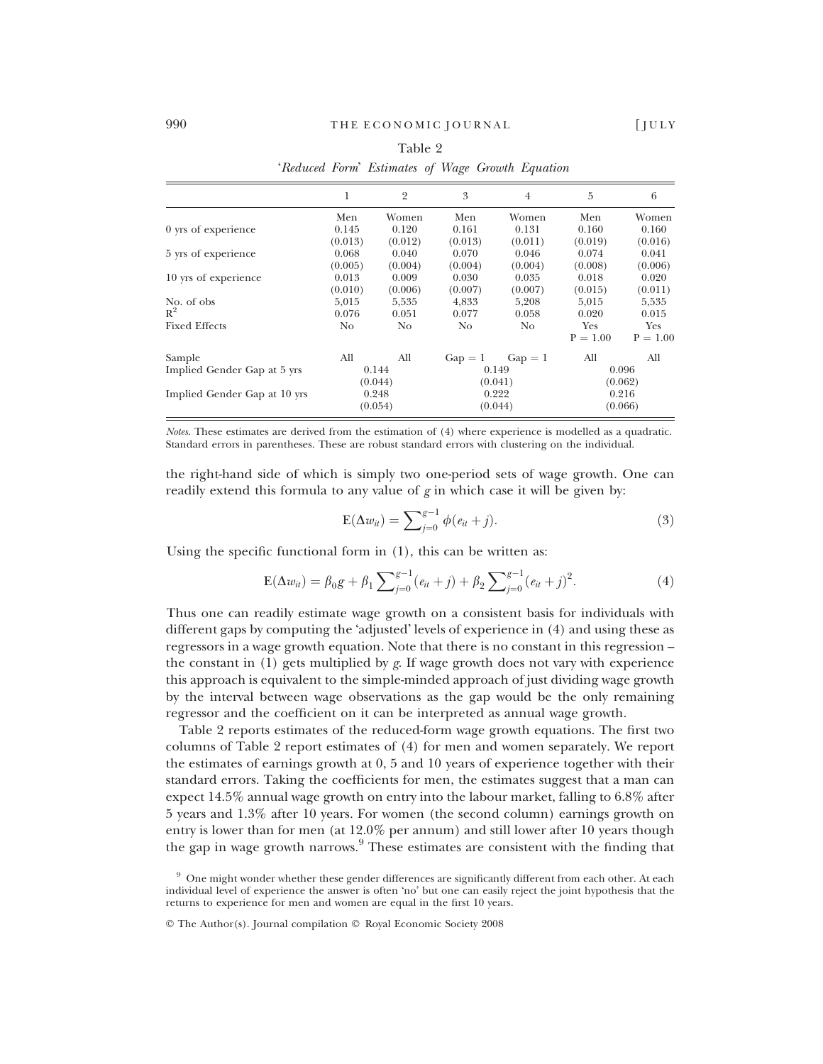Table 2

*'Reduced Form' Estimates of Wage Growth Equation*

| | 1 | 2 | 3 | 4 | 5 | 6 |
|---|---|---|---|---|---|---|
| | Men | Women | Men | Women | Men | Women |
| 0 yrs of experience | 0.145 | 0.120 | 0.161 | 0.131 | 0.160 | 0.160 |
| | (0.013) | (0.012) | (0.013) | (0.011) | (0.019) | (0.016) |
| 5 yrs of experience | 0.068 | 0.040 | 0.070 | 0.046 | 0.074 | 0.041 |
| | (0.005) | (0.004) | (0.004) | (0.004) | (0.008) | (0.006) |
| 10 yrs of experience | 0.013 | 0.009 | 0.030 | 0.035 | 0.018 | 0.020 |
| | (0.010) | (0.006) | (0.007) | (0.007) | (0.015) | (0.011) |
| No. of obs | 5,015 | 5,535 | 4,833 | 5,208 | 5,015 | 5,535 |
| $R^2$ | 0.076 | 0.051 | 0.077 | 0.058 | 0.020 | 0.015 |
| Fixed Effects | No | No | No | No | Yes | Yes |
| | | | | | P = 1.00 | P = 1.00 |
| Sample | All | All | Gap = 1 | Gap = 1 | All | All |
| Implied Gender Gap at 5 yrs | 0.144 | | 0.149 | | 0.096 | |
| | (0.044) | | (0.041) | | (0.062) | |
| Implied Gender Gap at 10 yrs | 0.248 | | 0.222 | | 0.216 | |
| | (0.054) | | (0.044) | | (0.066) | |

*Notes*. These estimates are derived from the estimation of (4) where experience is modelled as a quadratic. Standard errors in parentheses. These are robust standard errors with clustering on the individual.

the right-hand side of which is simply two one-period sets of wage growth. One can readily extend this formula to any value of $g$ in which case it will be given by:

$$E(\Delta w_{it}) = \sum_{j=0}^{g-1} \phi(e_{it} + j). \tag{3}$$

Using the specific functional form in (1), this can be written as:

$$E(\Delta w_{it}) = \beta_0 g + \beta_1 \sum_{j=0}^{g-1} (e_{it} + j) + \beta_2 \sum_{j=0}^{g-1} (e_{it} + j)^2. \tag{4}$$

Thus one can readily estimate wage growth on a consistent basis for individuals with different gaps by computing the 'adjusted' levels of experience in (4) and using these as regressors in a wage growth equation. Note that there is no constant in this regression – the constant in (1) gets multiplied by $g$. If wage growth does not vary with experience this approach is equivalent to the simple-minded approach of just dividing wage growth by the interval between wage observations as the gap would be the only remaining regressor and the coefficient on it can be interpreted as annual wage growth.

Table 2 reports estimates of the reduced-form wage growth equations. The first two columns of Table 2 report estimates of (4) for men and women separately. We report the estimates of earnings growth at 0, 5 and 10 years of experience together with their standard errors. Taking the coefficients for men, the estimates suggest that a man can expect 14.5% annual wage growth on entry into the labour market, falling to 6.8% after 5 years and 1.3% after 10 years. For women (the second column) earnings growth on entry is lower than for men (at 12.0% per annum) and still lower after 10 years though the gap in wage growth narrows.[9] These estimates are consistent with the finding that

[9] One might wonder whether these gender differences are significantly different from each other. At each individual level of experience the answer is often 'no' but one can easily reject the joint hypothesis that the returns to experience for men and women are equal in the first 10 years.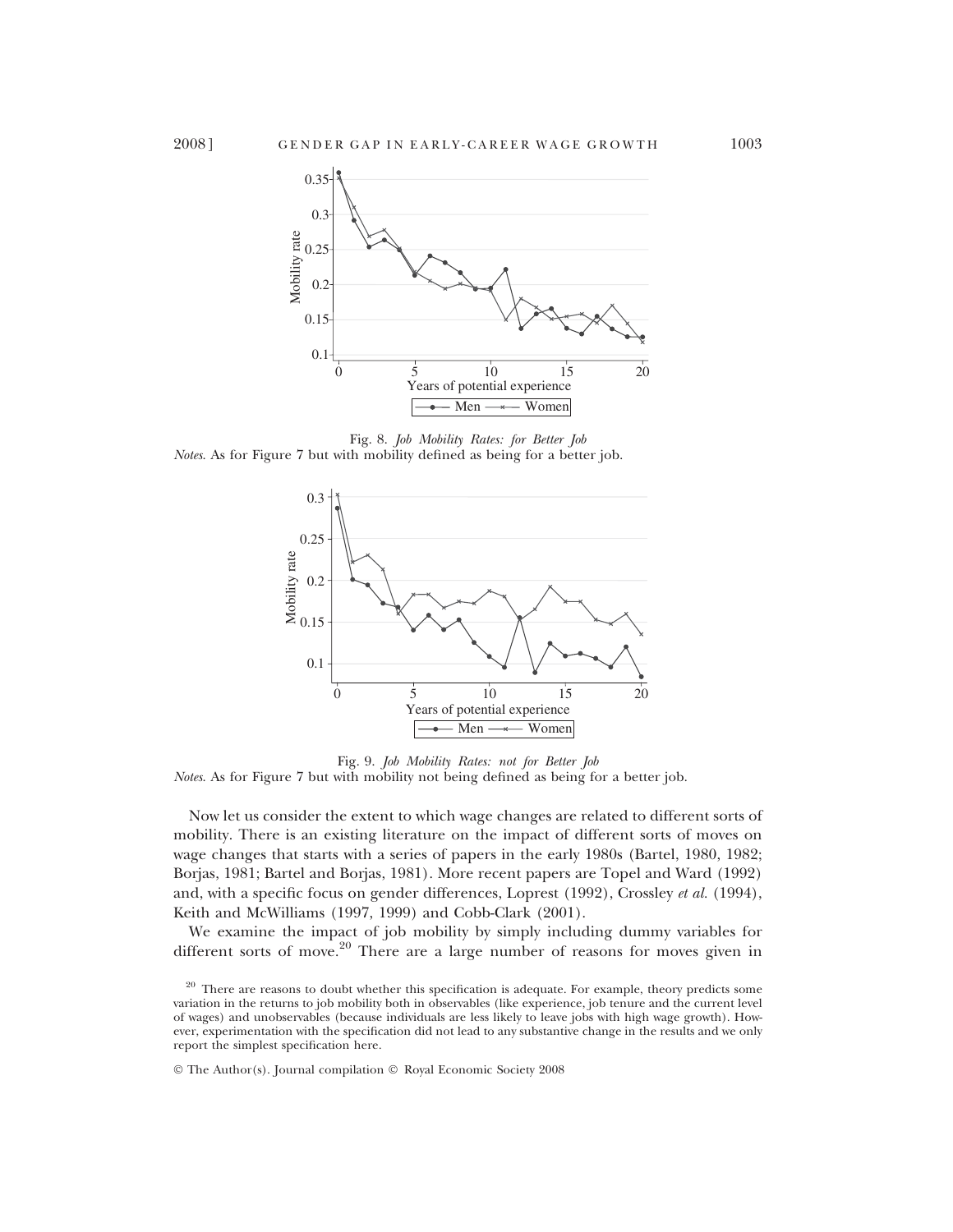Fig. 8. *Job Mobility Rates: for Better Job*
*Notes*. As for Figure 7 but with mobility defined as being for a better job.

Fig. 9. *Job Mobility Rates: not for Better Job*
*Notes*. As for Figure 7 but with mobility not being defined as being for a better job.

Now let us consider the extent to which wage changes are related to different sorts of mobility. There is an existing literature on the impact of different sorts of moves on wage changes that starts with a series of papers in the early 1980s (Bartel, 1980, 1982; Borjas, 1981; Bartel and Borjas, 1981). More recent papers are Topel and Ward (1992) and, with a specific focus on gender differences, Loprest (1992), Crossley *et al*. (1994), Keith and McWilliams (1997, 1999) and Cobb-Clark (2001).

We examine the impact of job mobility by simply including dummy variables for different sorts of move.[20] There are a large number of reasons for moves given in

[20] There are reasons to doubt whether this specification is adequate. For example, theory predicts some variation in the returns to job mobility both in observables (like experience, job tenure and the current level of wages) and unobservables (because individuals are less likely to leave jobs with high wage growth). However, experimentation with the specification did not lead to any substantive change in the results and we only report the simplest specification here.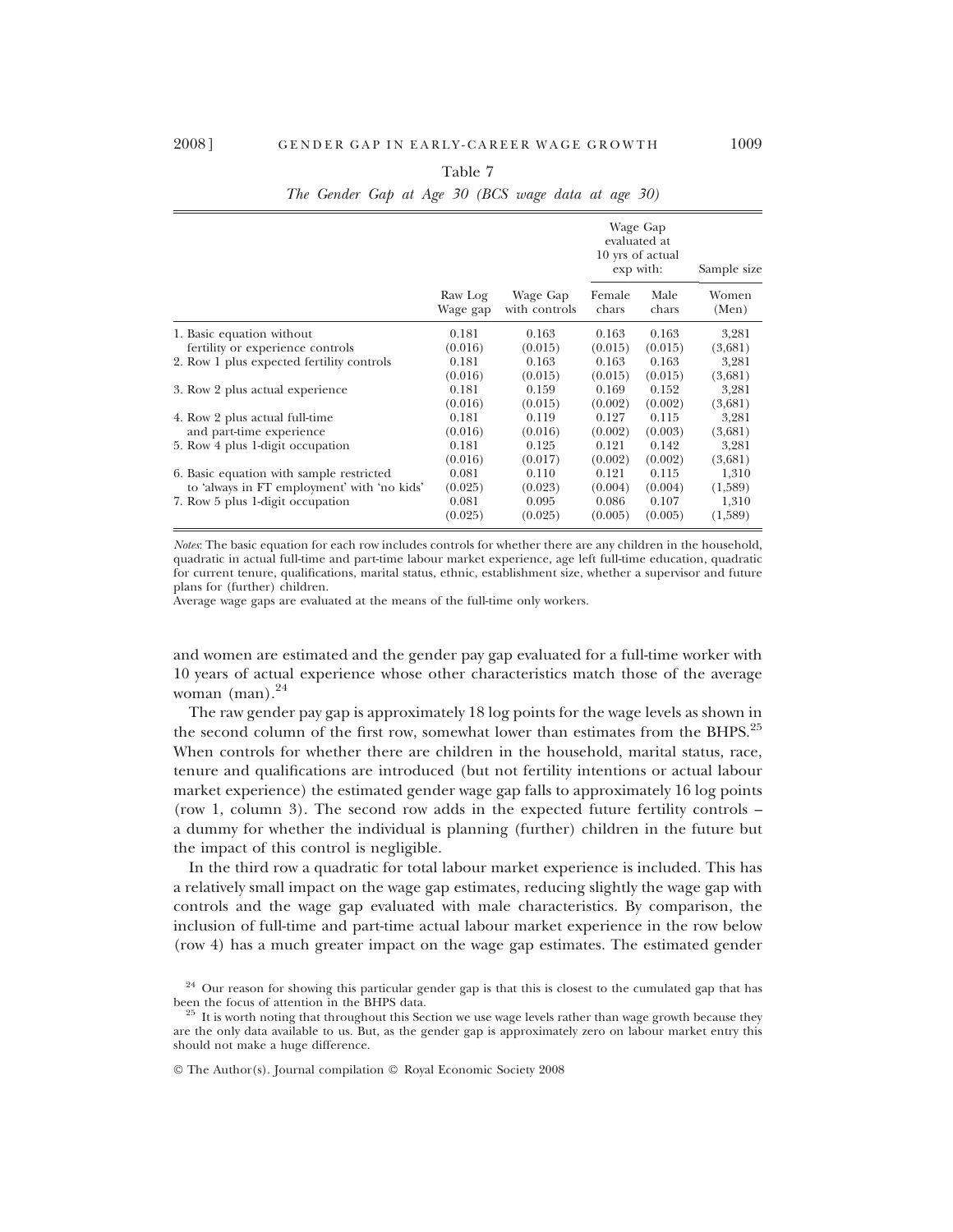Table 7

*The Gender Gap at Age 30 (BCS wage data at age 30)*

| | Raw Log Wage gap | Wage Gap with controls | Wage Gap evaluated at 10 yrs of actual exp with: Female chars | Male chars | Sample size Women (Men) |
|---|---|---|---|---|---|
| 1. Basic equation without fertility or experience controls | 0.181 (0.016) | 0.163 (0.015) | 0.163 (0.015) | 0.163 (0.015) | 3,281 (3,681) |
| 2. Row 1 plus expected fertility controls | 0.181 (0.016) | 0.163 (0.015) | 0.163 (0.015) | 0.163 (0.015) | 3,281 (3,681) |
| 3. Row 2 plus actual experience | 0.181 (0.016) | 0.159 (0.015) | 0.169 (0.002) | 0.152 (0.002) | 3,281 (3,681) |
| 4. Row 2 plus actual full-time and part-time experience | 0.181 (0.016) | 0.119 (0.016) | 0.127 (0.002) | 0.115 (0.003) | 3,281 (3,681) |
| 5. Row 4 plus 1-digit occupation | 0.181 (0.016) | 0.125 (0.017) | 0.121 (0.002) | 0.142 (0.002) | 3,281 (3,681) |
| 6. Basic equation with sample restricted to 'always in FT employment' with 'no kids' | 0.081 (0.025) | 0.110 (0.023) | 0.121 (0.004) | 0.115 (0.004) | 1,310 (1,589) |
| 7. Row 5 plus 1-digit occupation | 0.081 (0.025) | 0.095 (0.025) | 0.086 (0.005) | 0.107 (0.005) | 1,310 (1,589) |

*Notes*: The basic equation for each row includes controls for whether there are any children in the household, quadratic in actual full-time and part-time labour market experience, age left full-time education, quadratic for current tenure, qualifications, marital status, ethnic, establishment size, whether a supervisor and future plans for (further) children.
Average wage gaps are evaluated at the means of the full-time only workers.

and women are estimated and the gender pay gap evaluated for a full-time worker with 10 years of actual experience whose other characteristics match those of the average woman (man).[24]

The raw gender pay gap is approximately 18 log points for the wage levels as shown in the second column of the first row, somewhat lower than estimates from the BHPS.[25] When controls for whether there are children in the household, marital status, race, tenure and qualifications are introduced (but not fertility intentions or actual labour market experience) the estimated gender wage gap falls to approximately 16 log points (row 1, column 3). The second row adds in the expected future fertility controls – a dummy for whether the individual is planning (further) children in the future but the impact of this control is negligible.

In the third row a quadratic for total labour market experience is included. This has a relatively small impact on the wage gap estimates, reducing slightly the wage gap with controls and the wage gap evaluated with male characteristics. By comparison, the inclusion of full-time and part-time actual labour market experience in the row below (row 4) has a much greater impact on the wage gap estimates. The estimated gender

[24] Our reason for showing this particular gender gap is that this is closest to the cumulated gap that has been the focus of attention in the BHPS data.

[25] It is worth noting that throughout this Section we use wage levels rather than wage growth because they are the only data available to us. But, as the gender gap is approximately zero on labour market entry this should not make a huge difference.

© The Author(s). Journal compilation © Royal Economic Society 2008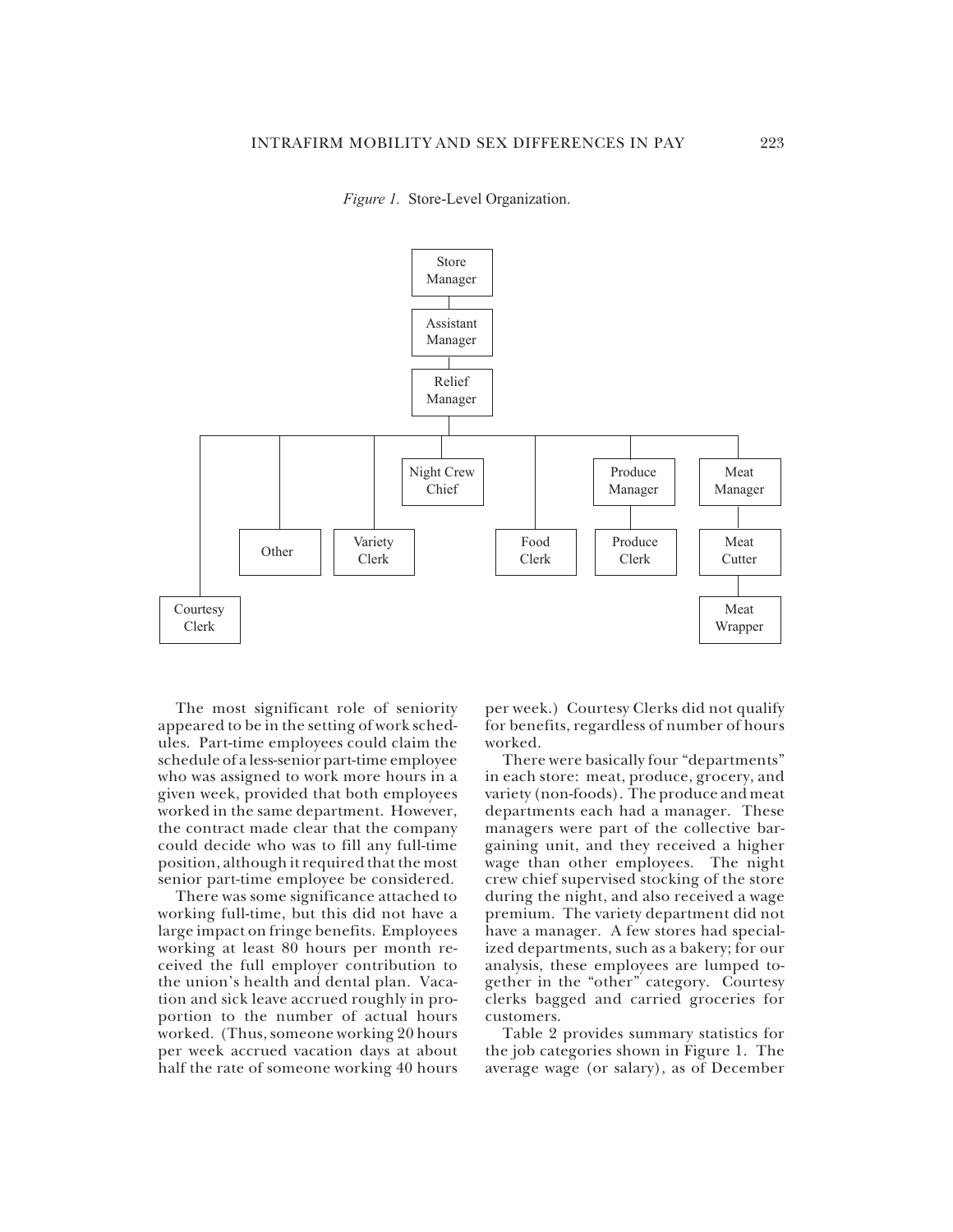*Figure 1.* Store-Level Organization.

The most significant role of seniority appeared to be in the setting of work schedules. Part-time employees could claim the schedule of a less-senior part-time employee who was assigned to work more hours in a given week, provided that both employees worked in the same department. However, the contract made clear that the company could decide who was to fill any full-time position, although it required that the most senior part-time employee be considered.

There was some significance attached to working full-time, but this did not have a large impact on fringe benefits. Employees working at least 80 hours per month received the full employer contribution to the union's health and dental plan. Vacation and sick leave accrued roughly in proportion to the number of actual hours worked. (Thus, someone working 20 hours per week accrued vacation days at about half the rate of someone working 40 hours per week.) Courtesy Clerks did not qualify for benefits, regardless of number of hours worked.

There were basically four "departments" in each store: meat, produce, grocery, and variety (non-foods). The produce and meat departments each had a manager. These managers were part of the collective bargaining unit, and they received a higher wage than other employees. The night crew chief supervised stocking of the store during the night, and also received a wage premium. The variety department did not have a manager. A few stores had specialized departments, such as a bakery; for our analysis, these employees are lumped together in the "other" category. Courtesy clerks bagged and carried groceries for customers.

Table 2 provides summary statistics for the job categories shown in Figure 1. The average wage (or salary), as of December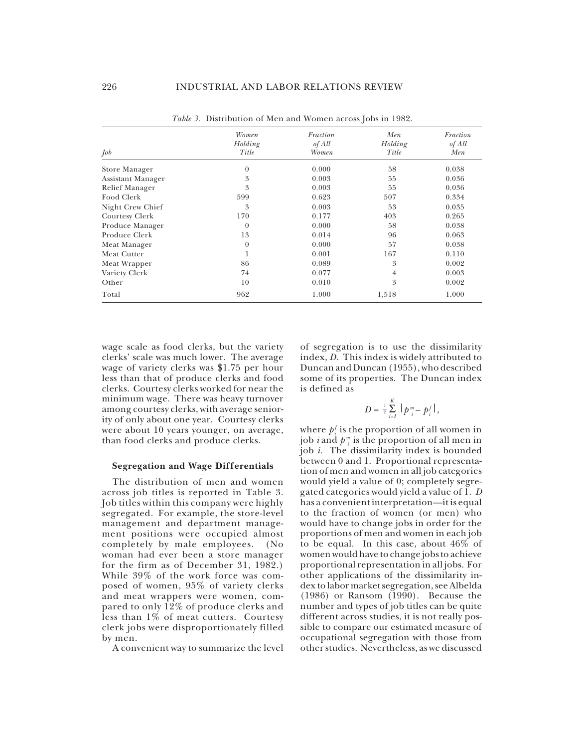*Table 3.* Distribution of Men and Women across Jobs in 1982.

| *Job* | *Women Holding Title* | *Fraction of All Women* | *Men Holding Title* | *Fraction of All Men* |
|---|---|---|---|---|
| Store Manager | 0 | 0.000 | 58 | 0.038 |
| Assistant Manager | 3 | 0.003 | 55 | 0.036 |
| Relief Manager | 3 | 0.003 | 55 | 0.036 |
| Food Clerk | 599 | 0.623 | 507 | 0.334 |
| Night Crew Chief | 3 | 0.003 | 53 | 0.035 |
| Courtesy Clerk | 170 | 0.177 | 403 | 0.265 |
| Produce Manager | 0 | 0.000 | 58 | 0.038 |
| Produce Clerk | 13 | 0.014 | 96 | 0.063 |
| Meat Manager | 0 | 0.000 | 57 | 0.038 |
| Meat Cutter | 1 | 0.001 | 167 | 0.110 |
| Meat Wrapper | 86 | 0.089 | 3 | 0.002 |
| Variety Clerk | 74 | 0.077 | 4 | 0.003 |
| Other | 10 | 0.010 | 3 | 0.002 |
| Total | 962 | 1.000 | 1,518 | 1.000 |

wage scale as food clerks, but the variety clerks' scale was much lower. The average wage of variety clerks was $1.75 per hour less than that of produce clerks and food clerks. Courtesy clerks worked for near the minimum wage. There was heavy turnover among courtesy clerks, with average seniority of only about one year. Courtesy clerks were about 10 years younger, on average, than food clerks and produce clerks.

### Segregation and Wage Differentials

The distribution of men and women across job titles is reported in Table 3. Job titles within this company were highly segregated. For example, the store-level management and department management positions were occupied almost completely by male employees. (No woman had ever been a store manager for the firm as of December 31, 1982.) While 39% of the work force was composed of women, 95% of variety clerks and meat wrappers were women, compared to only 12% of produce clerks and less than 1% of meat cutters. Courtesy clerk jobs were disproportionately filled by men.

A convenient way to summarize the level of segregation is to use the dissimilarity index, *D*. This index is widely attributed to Duncan and Duncan (1955), who described some of its properties. The Duncan index is defined as

$$D = \tfrac{1}{2} \sum_{i=1}^{K} |p_i^m - p_i^f|,$$

where $p_i^f$ is the proportion of all women in job $i$ and $p_i^m$ is the proportion of all men in job $i$. The dissimilarity index is bounded between 0 and 1. Proportional representation of men and women in all job categories would yield a value of 0; completely segregated categories would yield a value of 1. *D* has a convenient interpretation—it is equal to the fraction of women (or men) who would have to change jobs in order for the proportions of men and women in each job to be equal. In this case, about 46% of women would have to change jobs to achieve proportional representation in all jobs. For other applications of the dissimilarity index to labor market segregation, see Albelda (1986) or Ransom (1990). Because the number and types of job titles can be quite different across studies, it is not really possible to compare our estimated measure of occupational segregation with those from other studies. Nevertheless, as we discussed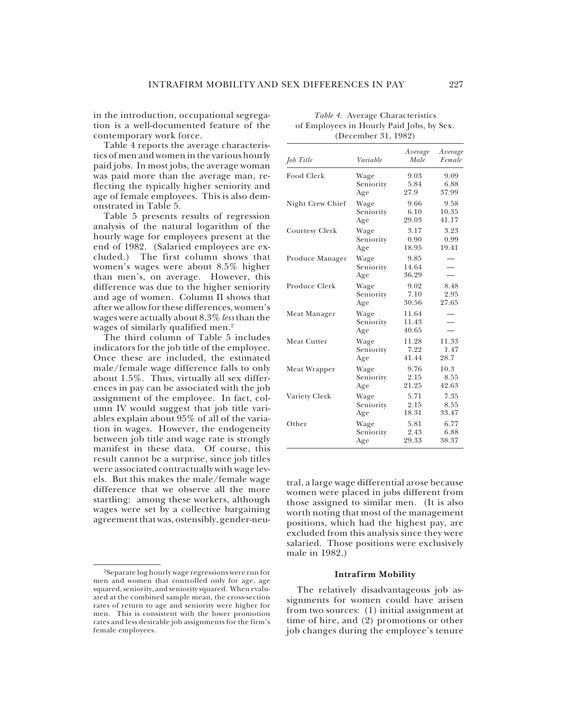in the introduction, occupational segregation is a well-documented feature of the contemporary work force.

Table 4 reports the average characteristics of men and women in the various hourly paid jobs. In most jobs, the average woman was paid more than the average man, reflecting the typically higher seniority and age of female employees. This is also demonstrated in Table 5.

Table 5 presents results of regression analysis of the natural logarithm of the hourly wage for employees present at the end of 1982. (Salaried employees are excluded.) The first column shows that women's wages were about 8.5% higher than men's, on average. However, this difference was due to the higher seniority and age of women. Column II shows that after we allow for these differences, women's wages were actually about 8.3% *less* than the wages of similarly qualified men.[2]

The third column of Table 5 includes indicators for the job title of the employee. Once these are included, the estimated male/female wage difference falls to only about 1.5%. Thus, virtually all sex differences in pay can be associated with the job assignment of the employee. In fact, column IV would suggest that job title variables explain about 95% of all of the variation in wages. However, the endogeneity between job title and wage rate is strongly manifest in these data. Of course, this result cannot be a surprise, since job titles were associated contractually with wage levels. But this makes the male/female wage difference that we observe all the more startling: among these workers, although wages were set by a collective bargaining agreement that was, ostensibly, gender-neutral, a large wage differential arose because women were placed in jobs different from those assigned to similar men. (It is also worth noting that most of the management positions, which had the highest pay, are excluded from this analysis since they were salaried. Those positions were exclusively male in 1982.)

*Table 4.* Average Characteristics of Employees in Hourly Paid Jobs, by Sex. (December 31, 1982)

| *Job Title* | *Variable* | *Average Male* | *Average Female* |
|---|---|---|---|
| Food Clerk | Wage | 9.03 | 9.09 |
| | Seniority | 5.84 | 6.88 |
| | Age | 27.9 | 37.99 |
| Night Crew Chief | Wage | 9.66 | 9.58 |
| | Seniority | 6.10 | 10.35 |
| | Age | 29.03 | 41.17 |
| Courtesy Clerk | Wage | 3.17 | 3.23 |
| | Seniority | 0.90 | 0.99 |
| | Age | 18.95 | 19.41 |
| Produce Manager | Wage | 9.85 | — |
| | Seniority | 14.64 | — |
| | Age | 36.29 | — |
| Produce Clerk | Wage | 9.02 | 8.48 |
| | Seniority | 7.10 | 2.95 |
| | Age | 30.56 | 27.65 |
| Meat Manager | Wage | 11.64 | — |
| | Seniority | 11.43 | — |
| | Age | 40.65 | — |
| Meat Cutter | Wage | 11.28 | 11.33 |
| | Seniority | 7.22 | 1.47 |
| | Age | 41.44 | 28.7 |
| Meat Wrapper | Wage | 9.76 | 10.3 |
| | Seniority | 2.15 | 8.55 |
| | Age | 21.25 | 42.63 |
| Variety Clerk | Wage | 5.71 | 7.35 |
| | Seniority | 2.15 | 8.55 |
| | Age | 18.31 | 33.47 |
| Other | Wage | 5.81 | 6.77 |
| | Seniority | 2.43 | 6.88 |
| | Age | 29.33 | 38.37 |

### Intrafirm Mobility

The relatively disadvantageous job assignments for women could have arisen from two sources: (1) initial assignment at time of hire, and (2) promotions or other job changes during the employee's tenure

[2] Separate log hourly wage regressions were run for men and women that controlled only for age, age squared, seniority, and seniority squared. When evaluated at the combined sample mean, the cross-section rates of return to age and seniority were higher for men. This is consistent with the lower promotion rates and less desirable job assignments for the firm's female employees.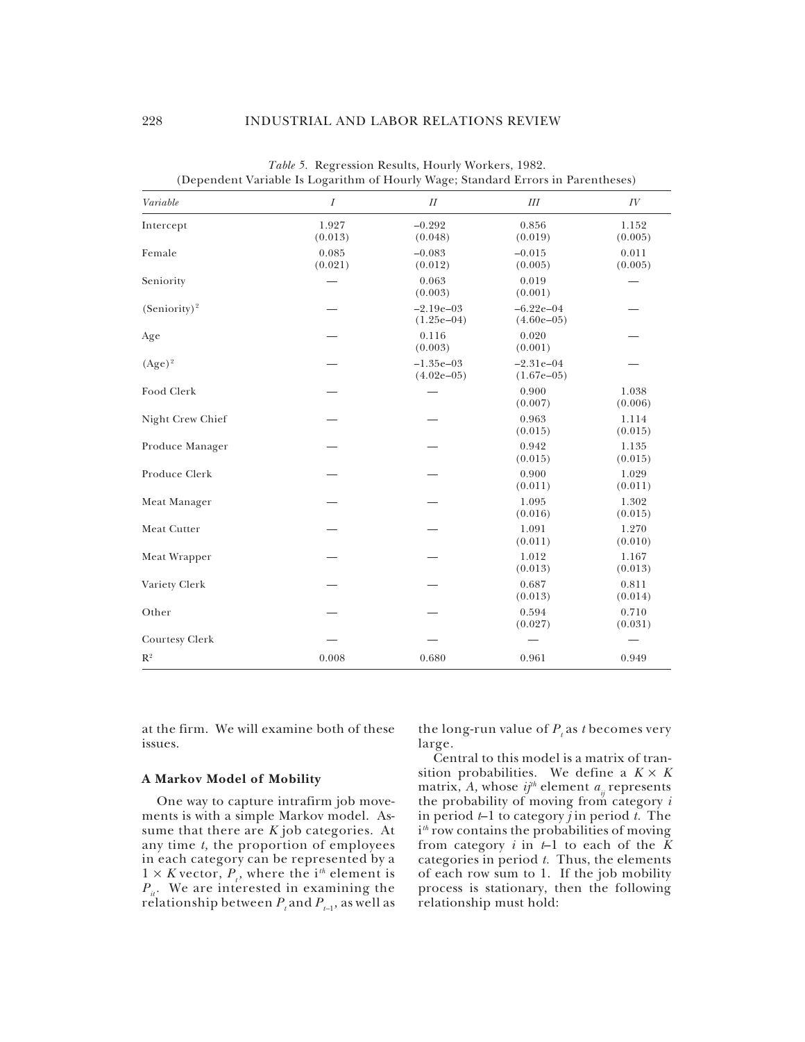*Table 5.* Regression Results, Hourly Workers, 1982.
(Dependent Variable Is Logarithm of Hourly Wage; Standard Errors in Parentheses)

| *Variable* | *I* | *II* | *III* | *IV* |
|---|---|---|---|---|
| Intercept | 1.927 (0.013) | −0.292 (0.048) | 0.856 (0.019) | 1.152 (0.005) |
| Female | 0.085 (0.021) | −0.083 (0.012) | −0.015 (0.005) | 0.011 (0.005) |
| Seniority | — | 0.063 (0.003) | 0.019 (0.001) | — |
| $(\text{Seniority})^2$ | — | −2.19e−03 (1.25e−04) | −6.22e−04 (4.60e−05) | — |
| Age | — | 0.116 (0.003) | 0.020 (0.001) | — |
| $(\text{Age})^2$ | — | −1.35e−03 (4.02e−05) | −2.31e−04 (1.67e−05) | — |
| Food Clerk | — | — | 0.900 (0.007) | 1.038 (0.006) |
| Night Crew Chief | — | — | 0.963 (0.015) | 1.114 (0.015) |
| Produce Manager | — | — | 0.942 (0.015) | 1.135 (0.015) |
| Produce Clerk | — | — | 0.900 (0.011) | 1.029 (0.011) |
| Meat Manager | — | — | 1.095 (0.016) | 1.302 (0.015) |
| Meat Cutter | — | — | 1.091 (0.011) | 1.270 (0.010) |
| Meat Wrapper | — | — | 1.012 (0.013) | 1.167 (0.013) |
| Variety Clerk | — | — | 0.687 (0.013) | 0.811 (0.014) |
| Other | — | — | 0.594 (0.027) | 0.710 (0.031) |
| Courtesy Clerk | — | — | — | — |
| $R^2$ | 0.008 | 0.680 | 0.961 | 0.949 |

at the firm. We will examine both of these issues.

### A Markov Model of Mobility

One way to capture intrafirm job movements is with a simple Markov model. Assume that there are $K$ job categories. At any time $t$, the proportion of employees in each category can be represented by a $1 \times K$ vector, $P_t$, where the $i^{th}$ element is $P_{it}$. We are interested in examining the relationship between $P_t$ and $P_{t-1}$, as well as the long-run value of $P_t$ as $t$ becomes very large.

Central to this model is a matrix of transition probabilities. We define a $K \times K$ matrix, $A$, whose $ij^{th}$ element $a_{ij}$ represents the probability of moving from category $i$ in period $t$–1 to category $j$ in period $t$. The $i^{th}$ row contains the probabilities of moving from category $i$ in $t$–1 to each of the $K$ categories in period $t$. Thus, the elements of each row sum to 1. If the job mobility process is stationary, then the following relationship must hold: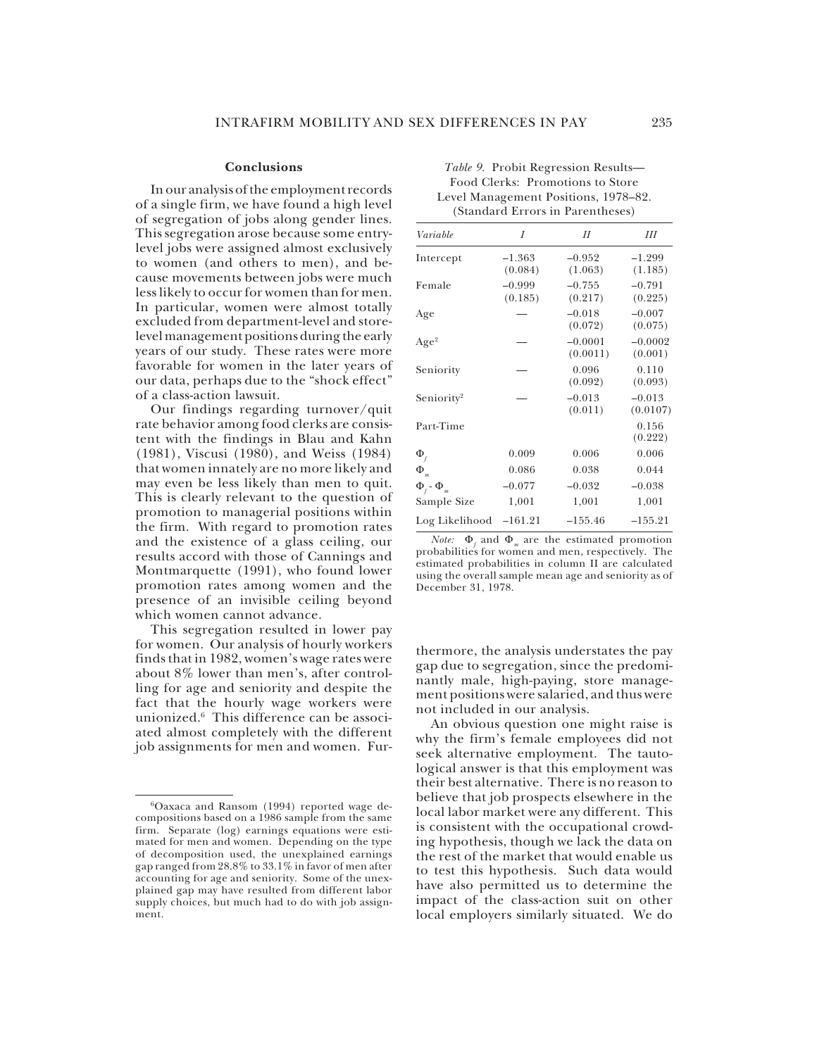### Conclusions

In our analysis of the employment records of a single firm, we have found a high level of segregation of jobs along gender lines. This segregation arose because some entry-level jobs were assigned almost exclusively to women (and others to men), and because movements between jobs were much less likely to occur for women than for men. In particular, women were almost totally excluded from department-level and store-level management positions during the early years of our study. These rates were more favorable for women in the later years of our data, perhaps due to the "shock effect" of a class-action lawsuit.

Our findings regarding turnover/quit rate behavior among food clerks are consistent with the findings in Blau and Kahn (1981), Viscusi (1980), and Weiss (1984) that women innately are no more likely and may even be less likely than men to quit. This is clearly relevant to the question of promotion to managerial positions within the firm. With regard to promotion rates and the existence of a glass ceiling, our results accord with those of Cannings and Montmarquette (1991), who found lower promotion rates among women and the presence of an invisible ceiling beyond which women cannot advance.

This segregation resulted in lower pay for women. Our analysis of hourly workers finds that in 1982, women's wage rates were about 8% lower than men's, after controlling for age and seniority and despite the fact that the hourly wage workers were unionized.[6] This difference can be associated almost completely with the different job assignments for men and women. Furthermore, the analysis understates the pay gap due to segregation, since the predominantly male, high-paying, store management positions were salaried, and thus were not included in our analysis.

An obvious question one might raise is why the firm's female employees did not seek alternative employment. The tautological answer is that this employment was their best alternative. There is no reason to believe that job prospects elsewhere in the local labor market were any different. This is consistent with the occupational crowding hypothesis, though we lack the data on the rest of the market that would enable us to test this hypothesis. Such data would have also permitted us to determine the impact of the class-action suit on other local employers similarly situated. We do

*Table 9.* Probit Regression Results—Food Clerks: Promotions to Store Level Management Positions, 1978–82. (Standard Errors in Parentheses)

| *Variable* | *I* | *II* | *III* |
|---|---|---|---|
| Intercept | –1.363 (0.084) | –0.952 (1.063) | –1.299 (1.185) |
| Female | –0.999 (0.185) | –0.755 (0.217) | –0.791 (0.225) |
| Age | — | –0.018 (0.072) | –0.007 (0.075) |
| Age$^2$ | — | –0.0001 (0.0011) | –0.0002 (0.001) |
| Seniority | — | 0.096 (0.092) | 0.110 (0.093) |
| Seniority$^2$ | — | –0.013 (0.011) | –0.013 (0.0107) |
| Part-Time | | | 0.156 (0.222) |
| $\Phi_f$ | 0.009 | 0.006 | 0.006 |
| $\Phi_m$ | 0.086 | 0.038 | 0.044 |
| $\Phi_f - \Phi_m$ | –0.077 | –0.032 | –0.038 |
| Sample Size | 1,001 | 1,001 | 1,001 |
| Log Likelihood | –161.21 | –155.46 | –155.21 |

*Note:* $\Phi_f$ and $\Phi_m$ are the estimated promotion probabilities for women and men, respectively. The estimated probabilities in column II are calculated using the overall sample mean age and seniority as of December 31, 1978.

[6]Oaxaca and Ransom (1994) reported wage decompositions based on a 1986 sample from the same firm. Separate (log) earnings equations were estimated for men and women. Depending on the type of decomposition used, the unexplained earnings gap ranged from 28.8% to 33.1% in favor of men after accounting for age and seniority. Some of the unexplained gap may have resulted from different labor supply choices, but much had to do with job assignment.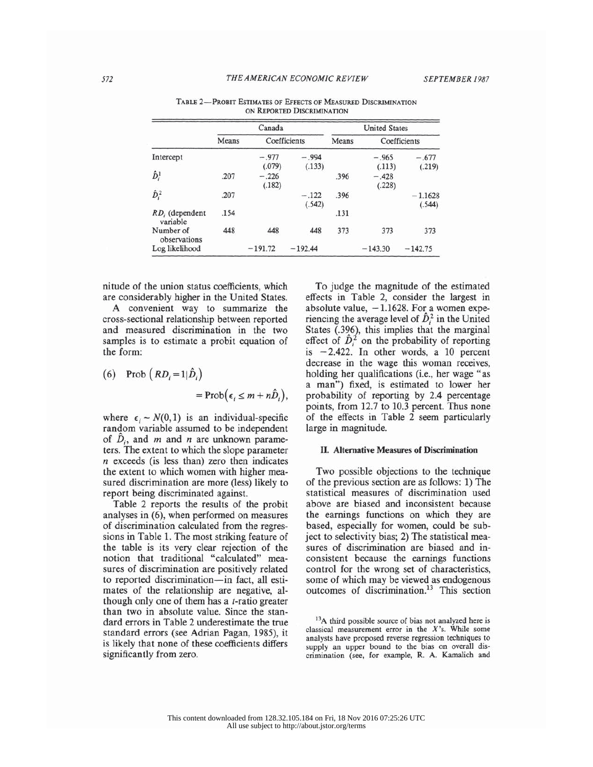TABLE 2—PROBIT ESTIMATES OF EFFECTS OF MEASURED DISCRIMINATION ON REPORTED DISCRIMINATION

| | Canada | | | United States | | |
|---|---|---|---|---|---|---|
| | Means | Coefficients | | Means | Coefficients | |
| Intercept | | −.977 (.079) | −.994 (.133) | | −.965 (.113) | −.677 (.219) |
| $\hat{D}_i^1$ | .207 | −.226 (.182) | | .396 | −.428 (.228) | |
| $\hat{D}_i^2$ | .207 | | −.122 (.542) | .396 | | −1.1628 (.544) |
| $RD_i$ (dependent variable | .154 | | | .131 | | |
| Number of observations | 448 | 448 | 448 | 373 | 373 | 373 |
| Log likelihood | | −191.72 | −192.44 | | −143.30 | −142.75 |

nitude of the union status coefficients, which are considerably higher in the United States.

A convenient way to summarize the cross-sectional relationship between reported and measured discrimination in the two samples is to estimate a probit equation of the form:

$$\text{(6)}\quad \text{Prob}\left(RD_i = 1 | \hat{D}_i\right) = \text{Prob}\left(\epsilon_i \leq m + n\hat{D}_i\right),$$

where $\epsilon_i \sim N(0,1)$ is an individual-specific random variable assumed to be independent of $\hat{D}_i$, and $m$ and $n$ are unknown parameters. The extent to which the slope parameter $n$ exceeds (is less than) zero then indicates the extent to which women with higher measured discrimination are more (less) likely to report being discriminated against.

Table 2 reports the results of the probit analyses in (6), when performed on measures of discrimination calculated from the regressions in Table 1. The most striking feature of the table is its very clear rejection of the notion that traditional "calculated" measures of discrimination are positively related to reported discrimination—in fact, all estimates of the relationship are negative, although only one of them has a $t$-ratio greater than two in absolute value. Since the standard errors in Table 2 underestimate the true standard errors (see Adrian Pagan, 1985), it is likely that none of these coefficients differs significantly from zero.

To judge the magnitude of the estimated effects in Table 2, consider the largest in absolute value, $-1.1628$. For a women experiencing the average level of $\hat{D}_i^2$ in the United States (.396), this implies that the marginal effect of $\hat{D}_i^2$ on the probability of reporting is $-2.422$. In other words, a 10 percent decrease in the wage this woman receives, holding her qualifications (i.e., her wage "as a man") fixed, is estimated to lower her probability of reporting by 2.4 percentage points, from 12.7 to 10.3 percent. Thus none of the effects in Table 2 seem particularly large in magnitude.

## II. Alternative Measures of Discrimination

Two possible objections to the technique of the previous section are as follows: 1) The statistical measures of discrimination used above are biased and inconsistent because the earnings functions on which they are based, especially for women, could be subject to selectivity bias; 2) The statistical measures of discrimination are biased and inconsistent because the earnings functions control for the wrong set of characteristics, some of which may be viewed as endogenous outcomes of discrimination.[13] This section

[13]A third possible source of bias not analyzed here is classical measurement error in the $X$'s. While some analysts have proposed reverse regression techniques to supply an upper bound to the bias on overall discrimination (see, for example, R. A. Kamalich and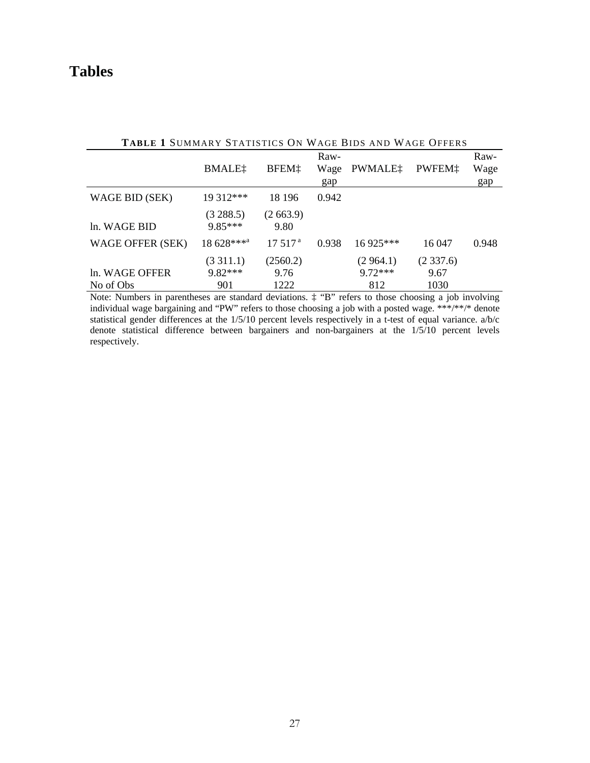# Tables

**TABLE 1** SUMMARY STATISTICS ON WAGE BIDS AND WAGE OFFERS

| | BMALE‡ | BFEM‡ | Raw-Wage gap | PWMALE‡ | PWFEM‡ | Raw-Wage gap |
|---|---|---|---|---|---|---|
| WAGE BID (SEK) | 19 312*** | 18 196 | 0.942 | | | |
| | (3 288.5) | (2 663.9) | | | | |
| ln. WAGE BID | 9.85*** | 9.80 | | | | |
| WAGE OFFER (SEK) | 18 628***[a] | 17 517[a] | 0.938 | 16 925*** | 16 047 | 0.948 |
| | (3 311.1) | (2560.2) | | (2 964.1) | (2 337.6) | |
| ln. WAGE OFFER | 9.82*** | 9.76 | | 9.72*** | 9.67 | |
| No of Obs | 901 | 1222 | | 812 | 1030 | |

Note: Numbers in parentheses are standard deviations. ‡ "B" refers to those choosing a job involving individual wage bargaining and "PW" refers to those choosing a job with a posted wage. ***/**/* denote statistical gender differences at the 1/5/10 percent levels respectively in a t-test of equal variance. a/b/c denote statistical difference between bargainers and non-bargainers at the 1/5/10 percent levels respectively.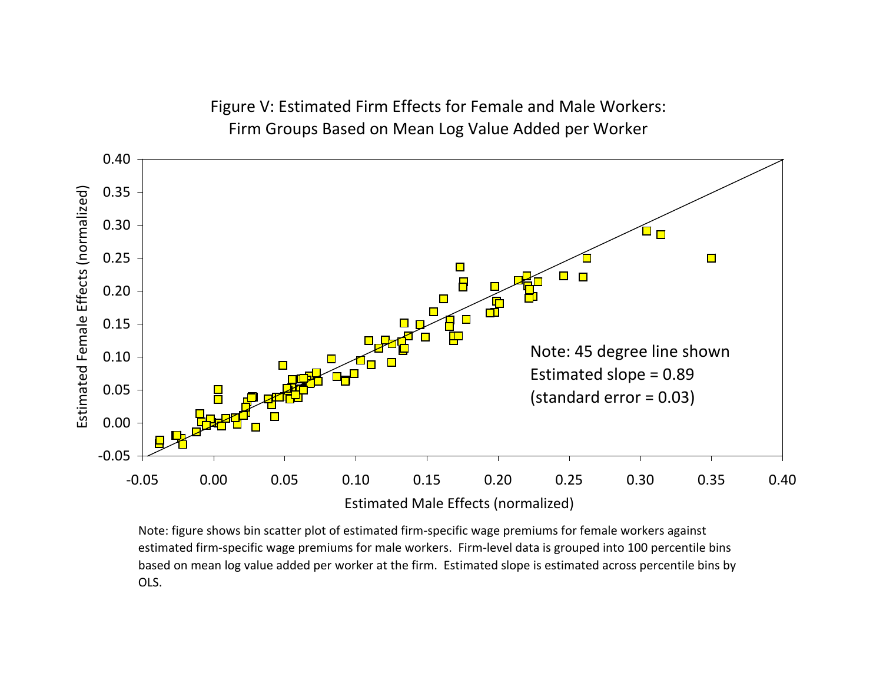Figure V: Estimated Firm Effects for Female and Male Workers: Firm Groups Based on Mean Log Value Added per Worker

Note: 45 degree line shown
Estimated slope = 0.89
(standard error = 0.03)

Estimated Female Effects (normalized)

Estimated Male Effects (normalized)

Note: figure shows bin scatter plot of estimated firm-specific wage premiums for female workers against estimated firm-specific wage premiums for male workers. Firm-level data is grouped into 100 percentile bins based on mean log value added per worker at the firm. Estimated slope is estimated across percentile bins by OLS.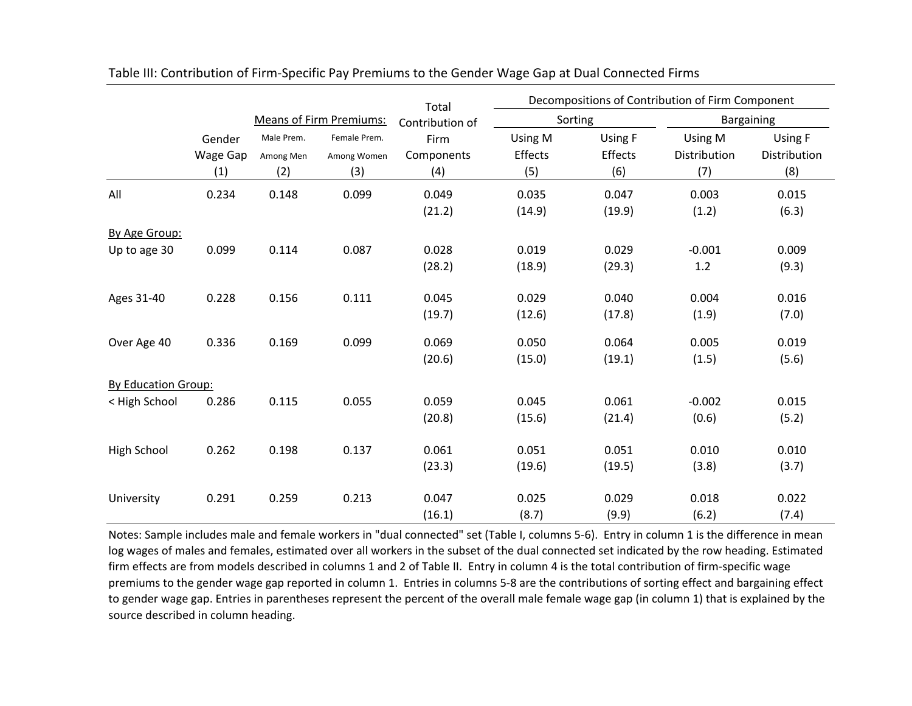Table III: Contribution of Firm-Specific Pay Premiums to the Gender Wage Gap at Dual Connected Firms

| | | Means of Firm Premiums: | | Total Contribution of | Decompositions of Contribution of Firm Component | | | |
|---|---|---|---|---|---|---|---|---|
| | | | | | Sorting | | Bargaining | |
| | Gender Wage Gap | Male Prem. Among Men | Female Prem. Among Women | Firm Components | Using M Effects | Using F Effects | Using M Distribution | Using F Distribution |
| | (1) | (2) | (3) | (4) | (5) | (6) | (7) | (8) |
| All | 0.234 | 0.148 | 0.099 | 0.049 | 0.035 | 0.047 | 0.003 | 0.015 |
| | | | | (21.2) | (14.9) | (19.9) | (1.2) | (6.3) |
| By Age Group: | | | | | | | | |
| Up to age 30 | 0.099 | 0.114 | 0.087 | 0.028 | 0.019 | 0.029 | -0.001 | 0.009 |
| | | | | (28.2) | (18.9) | (29.3) | 1.2 | (9.3) |
| Ages 31-40 | 0.228 | 0.156 | 0.111 | 0.045 | 0.029 | 0.040 | 0.004 | 0.016 |
| | | | | (19.7) | (12.6) | (17.8) | (1.9) | (7.0) |
| Over Age 40 | 0.336 | 0.169 | 0.099 | 0.069 | 0.050 | 0.064 | 0.005 | 0.019 |
| | | | | (20.6) | (15.0) | (19.1) | (1.5) | (5.6) |
| By Education Group: | | | | | | | | |
| < High School | 0.286 | 0.115 | 0.055 | 0.059 | 0.045 | 0.061 | -0.002 | 0.015 |
| | | | | (20.8) | (15.6) | (21.4) | (0.6) | (5.2) |
| High School | 0.262 | 0.198 | 0.137 | 0.061 | 0.051 | 0.051 | 0.010 | 0.010 |
| | | | | (23.3) | (19.6) | (19.5) | (3.8) | (3.7) |
| University | 0.291 | 0.259 | 0.213 | 0.047 | 0.025 | 0.029 | 0.018 | 0.022 |
| | | | | (16.1) | (8.7) | (9.9) | (6.2) | (7.4) |

Notes: Sample includes male and female workers in "dual connected" set (Table I, columns 5-6). Entry in column 1 is the difference in mean log wages of males and females, estimated over all workers in the subset of the dual connected set indicated by the row heading. Estimated firm effects are from models described in columns 1 and 2 of Table II. Entry in column 4 is the total contribution of firm-specific wage premiums to the gender wage gap reported in column 1. Entries in columns 5-8 are the contributions of sorting effect and bargaining effect to gender wage gap. Entries in parentheses represent the percent of the overall male female wage gap (in column 1) that is explained by the source described in column heading.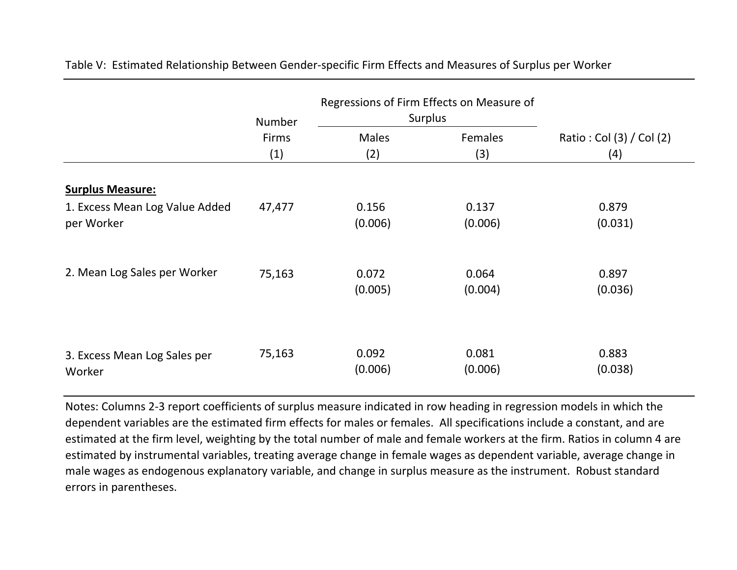Table V: Estimated Relationship Between Gender-specific Firm Effects and Measures of Surplus per Worker

| | Number Firms | Regressions of Firm Effects on Measure of Surplus | | Ratio : Col (3) / Col (2) |
|---|---|---|---|---|
| | | Males | Females | |
| | (1) | (2) | (3) | (4) |
| **Surplus Measure:** | | | | |
| 1. Excess Mean Log Value Added per Worker | 47,477 | 0.156 | 0.137 | 0.879 |
| | | (0.006) | (0.006) | (0.031) |
| 2. Mean Log Sales per Worker | 75,163 | 0.072 | 0.064 | 0.897 |
| | | (0.005) | (0.004) | (0.036) |
| 3. Excess Mean Log Sales per Worker | 75,163 | 0.092 | 0.081 | 0.883 |
| | | (0.006) | (0.006) | (0.038) |

Notes: Columns 2-3 report coefficients of surplus measure indicated in row heading in regression models in which the dependent variables are the estimated firm effects for males or females. All specifications include a constant, and are estimated at the firm level, weighting by the total number of male and female workers at the firm. Ratios in column 4 are estimated by instrumental variables, treating average change in female wages as dependent variable, average change in male wages as endogenous explanatory variable, and change in surplus measure as the instrument. Robust standard errors in parentheses.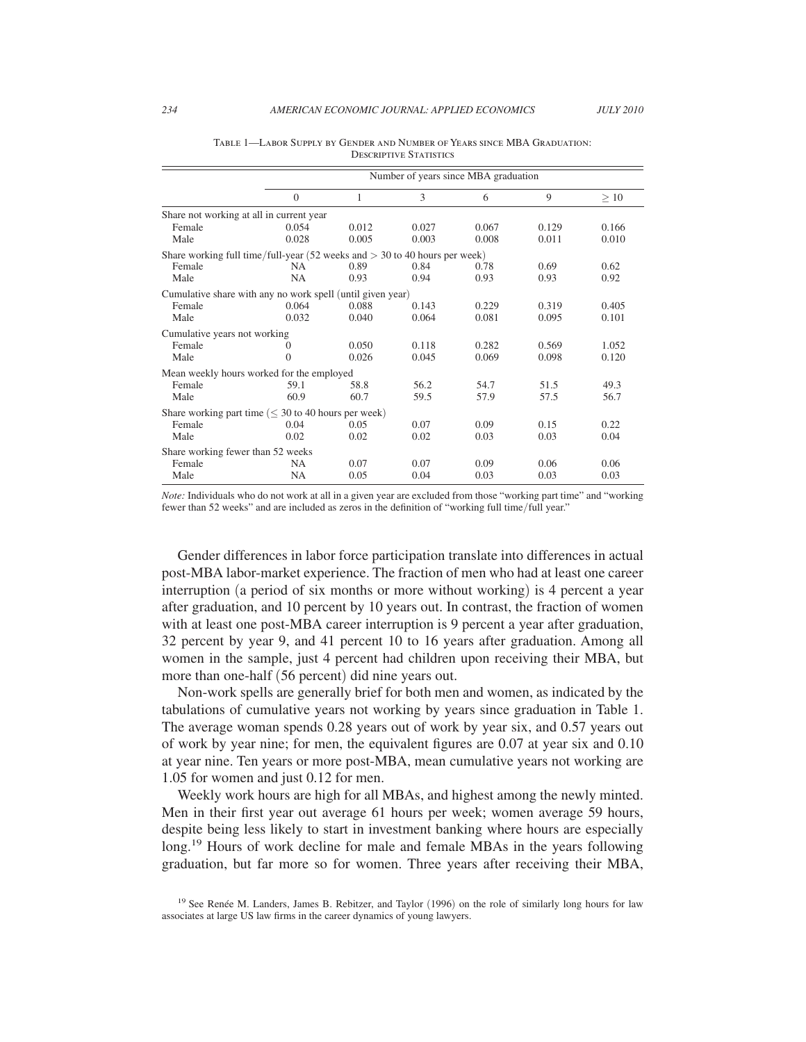Table 1—Labor Supply by Gender and Number of Years since MBA Graduation: Descriptive Statistics

| | Number of years since MBA graduation | | | | | |
|---|---|---|---|---|---|---|
| | 0 | 1 | 3 | 6 | 9 | ≥ 10 |
| Share not working at all in current year | | | | | | |
| Female | 0.054 | 0.012 | 0.027 | 0.067 | 0.129 | 0.166 |
| Male | 0.028 | 0.005 | 0.003 | 0.008 | 0.011 | 0.010 |
| Share working full time/full-year (52 weeks and > 30 to 40 hours per week) | | | | | | |
| Female | NA | 0.89 | 0.84 | 0.78 | 0.69 | 0.62 |
| Male | NA | 0.93 | 0.94 | 0.93 | 0.93 | 0.92 |
| Cumulative share with any no work spell (until given year) | | | | | | |
| Female | 0.064 | 0.088 | 0.143 | 0.229 | 0.319 | 0.405 |
| Male | 0.032 | 0.040 | 0.064 | 0.081 | 0.095 | 0.101 |
| Cumulative years not working | | | | | | |
| Female | 0 | 0.050 | 0.118 | 0.282 | 0.569 | 1.052 |
| Male | 0 | 0.026 | 0.045 | 0.069 | 0.098 | 0.120 |
| Mean weekly hours worked for the employed | | | | | | |
| Female | 59.1 | 58.8 | 56.2 | 54.7 | 51.5 | 49.3 |
| Male | 60.9 | 60.7 | 59.5 | 57.9 | 57.5 | 56.7 |
| Share working part time (≤ 30 to 40 hours per week) | | | | | | |
| Female | 0.04 | 0.05 | 0.07 | 0.09 | 0.15 | 0.22 |
| Male | 0.02 | 0.02 | 0.02 | 0.03 | 0.03 | 0.04 |
| Share working fewer than 52 weeks | | | | | | |
| Female | NA | 0.07 | 0.07 | 0.09 | 0.06 | 0.06 |
| Male | NA | 0.05 | 0.04 | 0.03 | 0.03 | 0.03 |

*Note:* Individuals who do not work at all in a given year are excluded from those "working part time" and "working fewer than 52 weeks" and are included as zeros in the definition of "working full time/full year."

Gender differences in labor force participation translate into differences in actual post-MBA labor-market experience. The fraction of men who had at least one career interruption (a period of six months or more without working) is 4 percent a year after graduation, and 10 percent by 10 years out. In contrast, the fraction of women with at least one post-MBA career interruption is 9 percent a year after graduation, 32 percent by year 9, and 41 percent 10 to 16 years after graduation. Among all women in the sample, just 4 percent had children upon receiving their MBA, but more than one-half (56 percent) did nine years out.

Non-work spells are generally brief for both men and women, as indicated by the tabulations of cumulative years not working by years since graduation in Table 1. The average woman spends 0.28 years out of work by year six, and 0.57 years out of work by year nine; for men, the equivalent figures are 0.07 at year six and 0.10 at year nine. Ten years or more post-MBA, mean cumulative years not working are 1.05 for women and just 0.12 for men.

Weekly work hours are high for all MBAs, and highest among the newly minted. Men in their first year out average 61 hours per week; women average 59 hours, despite being less likely to start in investment banking where hours are especially long.[19] Hours of work decline for male and female MBAs in the years following graduation, but far more so for women. Three years after receiving their MBA,

[19] See Renée M. Landers, James B. Rebitzer, and Taylor (1996) on the role of similarly long hours for law associates at large US law firms in the career dynamics of young lawyers.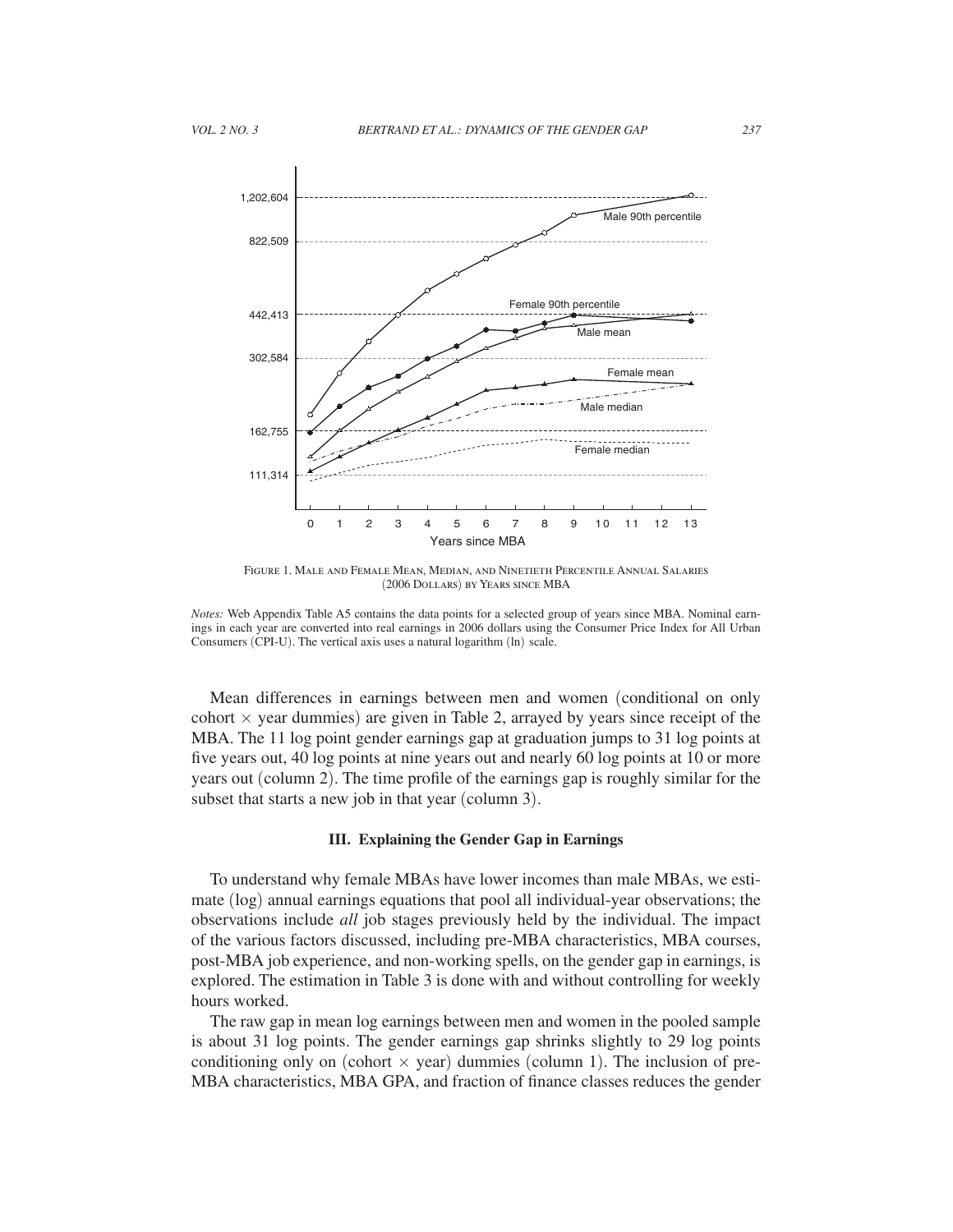FIGURE 1. MALE AND FEMALE MEAN, MEDIAN, AND NINETIETH PERCENTILE ANNUAL SALARIES (2006 DOLLARS) BY YEARS SINCE MBA

*Notes:* Web Appendix Table A5 contains the data points for a selected group of years since MBA. Nominal earnings in each year are converted into real earnings in 2006 dollars using the Consumer Price Index for All Urban Consumers (CPI-U). The vertical axis uses a natural logarithm (ln) scale.

Mean differences in earnings between men and women (conditional on only cohort × year dummies) are given in Table 2, arrayed by years since receipt of the MBA. The 11 log point gender earnings gap at graduation jumps to 31 log points at five years out, 40 log points at nine years out and nearly 60 log points at 10 or more years out (column 2). The time profile of the earnings gap is roughly similar for the subset that starts a new job in that year (column 3).

### III. Explaining the Gender Gap in Earnings

To understand why female MBAs have lower incomes than male MBAs, we estimate (log) annual earnings equations that pool all individual-year observations; the observations include *all* job stages previously held by the individual. The impact of the various factors discussed, including pre-MBA characteristics, MBA courses, post-MBA job experience, and non-working spells, on the gender gap in earnings, is explored. The estimation in Table 3 is done with and without controlling for weekly hours worked.

The raw gap in mean log earnings between men and women in the pooled sample is about 31 log points. The gender earnings gap shrinks slightly to 29 log points conditioning only on (cohort × year) dummies (column 1). The inclusion of pre-MBA characteristics, MBA GPA, and fraction of finance classes reduces the gender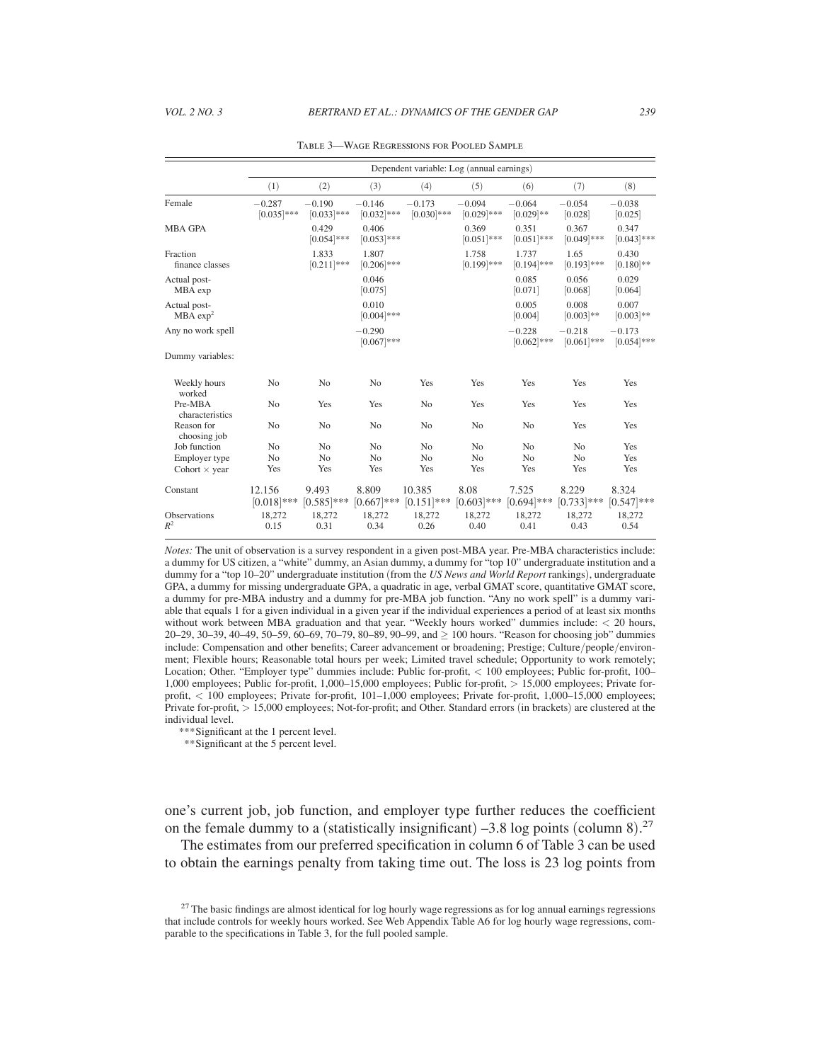Table 3—Wage Regressions for Pooled Sample

| | Dependent variable: Log (annual earnings) | | | | | | | |
|---|---|---|---|---|---|---|---|---|
| | (1) | (2) | (3) | (4) | (5) | (6) | (7) | (8) |
| Female | −0.287 [0.035]*** | −0.190 [0.033]*** | −0.146 [0.032]*** | −0.173 [0.030]*** | −0.094 [0.029]*** | −0.064 [0.029]** | −0.054 [0.028] | −0.038 [0.025] |
| MBA GPA | | 0.429 [0.054]*** | 0.406 [0.053]*** | | 0.369 [0.051]*** | 0.351 [0.051]*** | 0.367 [0.049]*** | 0.347 [0.043]*** |
| Fraction finance classes | | 1.833 [0.211]*** | 1.807 [0.206]*** | | 1.758 [0.199]*** | 1.737 [0.194]*** | 1.65 [0.193]*** | 0.430 [0.180]** |
| Actual post-MBA exp | | | 0.046 [0.075] | | | 0.085 [0.071] | 0.056 [0.068] | 0.029 [0.064] |
| Actual post-MBA exp$^2$ | | | 0.010 [0.004]*** | | | 0.005 [0.004] | 0.008 [0.003]** | 0.007 [0.003]** |
| Any no work spell | | | −0.290 [0.067]*** | | | −0.228 [0.062]*** | −0.218 [0.061]*** | −0.173 [0.054]*** |
| Dummy variables: | | | | | | | | |
| Weekly hours worked | No | No | No | Yes | Yes | Yes | Yes | Yes |
| Pre-MBA characteristics | No | Yes | Yes | No | Yes | Yes | Yes | Yes |
| Reason for choosing job | No | No | No | No | No | No | Yes | Yes |
| Job function | No | No | No | No | No | No | No | Yes |
| Employer type | No | No | No | No | No | No | No | Yes |
| Cohort × year | Yes | Yes | Yes | Yes | Yes | Yes | Yes | Yes |
| Constant | 12.156 [0.018]*** | 9.493 [0.585]*** | 8.809 [0.667]*** | 10.385 [0.151]*** | 8.08 [0.603]*** | 7.525 [0.694]*** | 8.229 [0.733]*** | 8.324 [0.547]*** |
| Observations | 18,272 | 18,272 | 18,272 | 18,272 | 18,272 | 18,272 | 18,272 | 18,272 |
| $R^2$ | 0.15 | 0.31 | 0.34 | 0.26 | 0.40 | 0.41 | 0.43 | 0.54 |

*Notes:* The unit of observation is a survey respondent in a given post-MBA year. Pre-MBA characteristics include: a dummy for US citizen, a "white" dummy, an Asian dummy, a dummy for "top 10" undergraduate institution and a dummy for a "top 10–20" undergraduate institution (from the *US News and World Report* rankings), undergraduate GPA, a dummy for missing undergraduate GPA, a quadratic in age, verbal GMAT score, quantitative GMAT score, a dummy for pre-MBA industry and a dummy for pre-MBA job function. "Any no work spell" is a dummy variable that equals 1 for a given individual in a given year if the individual experiences a period of at least six months without work between MBA graduation and that year. "Weekly hours worked" dummies include: < 20 hours, 20–29, 30–39, 40–49, 50–59, 60–69, 70–79, 80–89, 90–99, and ≥ 100 hours. "Reason for choosing job" dummies include: Compensation and other benefits; Career advancement or broadening; Prestige; Culture/people/environment; Flexible hours; Reasonable total hours per week; Limited travel schedule; Opportunity to work remotely; Location; Other. "Employer type" dummies include: Public for-profit, < 100 employees; Public for-profit, 100–1,000 employees; Public for-profit, 1,000–15,000 employees; Public for-profit, > 15,000 employees; Private for-profit, < 100 employees; Private for-profit, 101–1,000 employees; Private for-profit, 1,000–15,000 employees; Private for-profit, > 15,000 employees; Not-for-profit; and Other. Standard errors (in brackets) are clustered at the individual level.

***Significant at the 1 percent level.

**Significant at the 5 percent level.

one's current job, job function, and employer type further reduces the coefficient on the female dummy to a (statistically insignificant) –3.8 log points (column 8).[27]

The estimates from our preferred specification in column 6 of Table 3 can be used to obtain the earnings penalty from taking time out. The loss is 23 log points from

[27] The basic findings are almost identical for log hourly wage regressions as for log annual earnings regressions that include controls for weekly hours worked. See Web Appendix Table A6 for log hourly wage regressions, comparable to the specifications in Table 3, for the full pooled sample.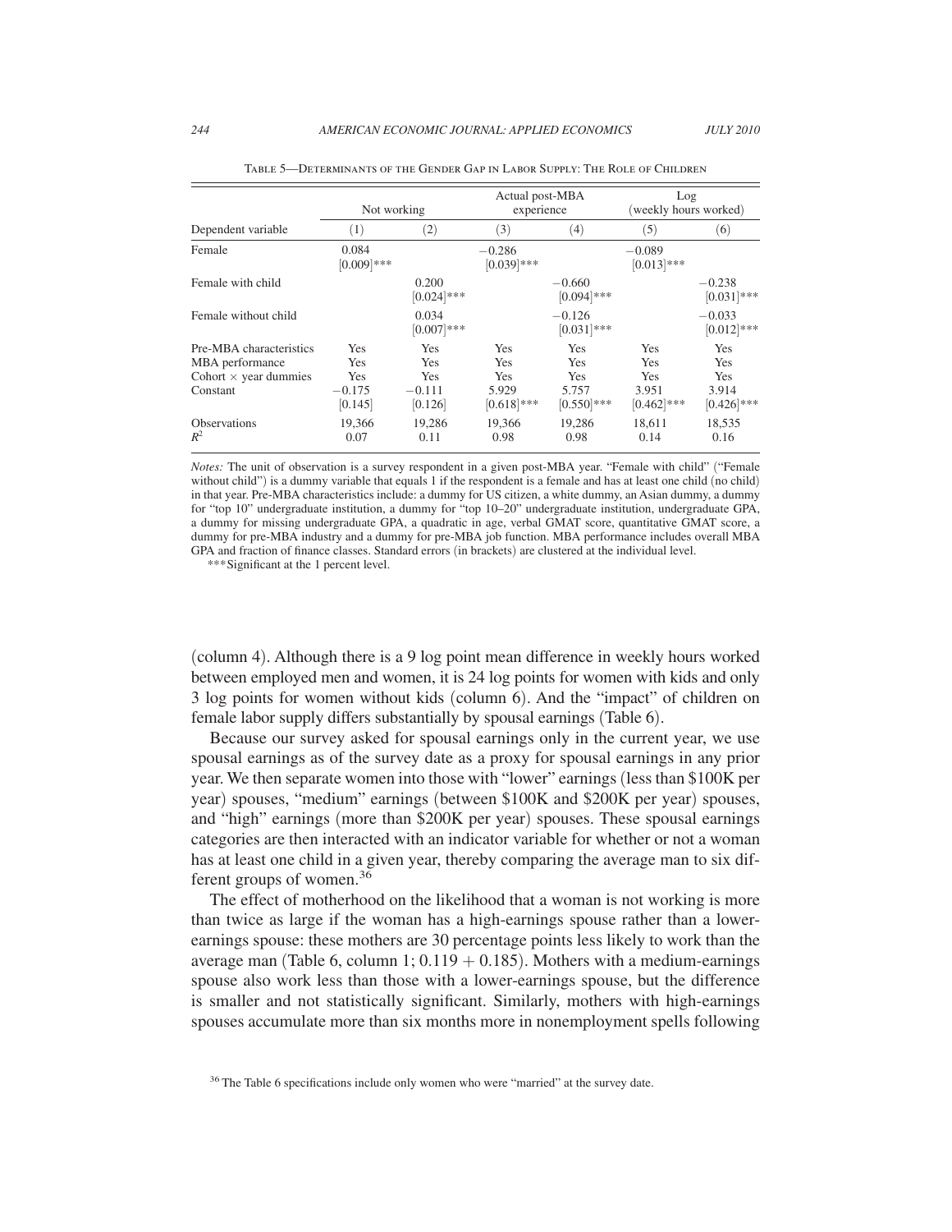Table 5—Determinants of the Gender Gap in Labor Supply: The Role of Children

| Dependent variable | Not working (1) | Not working (2) | Actual post-MBA experience (3) | Actual post-MBA experience (4) | Log (weekly hours worked) (5) | Log (weekly hours worked) (6) |
|---|---|---|---|---|---|---|
| Female | 0.084 [0.009]*** | | −0.286 [0.039]*** | | −0.089 [0.013]*** | |
| Female with child | | 0.200 [0.024]*** | | −0.660 [0.094]*** | | −0.238 [0.031]*** |
| Female without child | | 0.034 [0.007]*** | | −0.126 [0.031]*** | | −0.033 [0.012]*** |
| Pre-MBA characteristics | Yes | Yes | Yes | Yes | Yes | Yes |
| MBA performance | Yes | Yes | Yes | Yes | Yes | Yes |
| Cohort × year dummies | Yes | Yes | Yes | Yes | Yes | Yes |
| Constant | −0.175 [0.145] | −0.111 [0.126] | 5.929 [0.618]*** | 5.757 [0.550]*** | 3.951 [0.462]*** | 3.914 [0.426]*** |
| Observations | 19,366 | 19,286 | 19,366 | 19,286 | 18,611 | 18,535 |
| $R^2$ | 0.07 | 0.11 | 0.98 | 0.98 | 0.14 | 0.16 |

*Notes:* The unit of observation is a survey respondent in a given post-MBA year. "Female with child" ("Female without child") is a dummy variable that equals 1 if the respondent is a female and has at least one child (no child) in that year. Pre-MBA characteristics include: a dummy for US citizen, a white dummy, an Asian dummy, a dummy for "top 10" undergraduate institution, a dummy for "top 10–20" undergraduate institution, undergraduate GPA, a dummy for missing undergraduate GPA, a quadratic in age, verbal GMAT score, quantitative GMAT score, a dummy for pre-MBA industry and a dummy for pre-MBA job function. MBA performance includes overall MBA GPA and fraction of finance classes. Standard errors (in brackets) are clustered at the individual level.

***Significant at the 1 percent level.

(column 4). Although there is a 9 log point mean difference in weekly hours worked between employed men and women, it is 24 log points for women with kids and only 3 log points for women without kids (column 6). And the "impact" of children on female labor supply differs substantially by spousal earnings (Table 6).

Because our survey asked for spousal earnings only in the current year, we use spousal earnings as of the survey date as a proxy for spousal earnings in any prior year. We then separate women into those with "lower" earnings (less than \$100K per year) spouses, "medium" earnings (between \$100K and \$200K per year) spouses, and "high" earnings (more than \$200K per year) spouses. These spousal earnings categories are then interacted with an indicator variable for whether or not a woman has at least one child in a given year, thereby comparing the average man to six different groups of women.[36]

The effect of motherhood on the likelihood that a woman is not working is more than twice as large if the woman has a high-earnings spouse rather than a lower-earnings spouse: these mothers are 30 percentage points less likely to work than the average man (Table 6, column 1; $0.119 + 0.185$). Mothers with a medium-earnings spouse also work less than those with a lower-earnings spouse, but the difference is smaller and not statistically significant. Similarly, mothers with high-earnings spouses accumulate more than six months more in nonemployment spells following

[36] The Table 6 specifications include only women who were "married" at the survey date.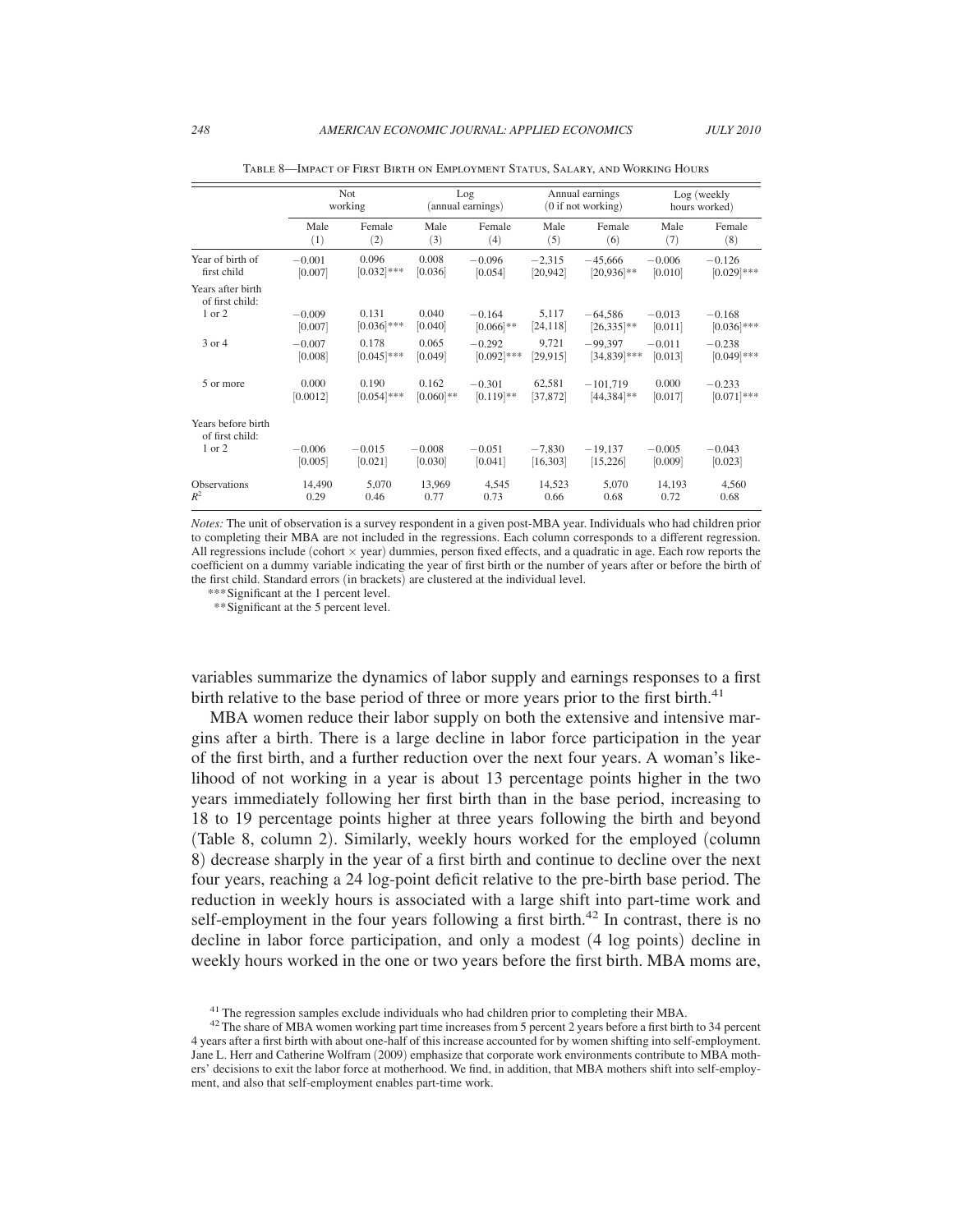Table 8—Impact of First Birth on Employment Status, Salary, and Working Hours

| | Not working | | Log (annual earnings) | | Annual earnings (0 if not working) | | Log (weekly hours worked) | |
|---|---|---|---|---|---|---|---|---|
| | Male (1) | Female (2) | Male (3) | Female (4) | Male (5) | Female (6) | Male (7) | Female (8) |
| Year of birth of first child | −0.001 [0.007] | 0.096 [0.032]*** | 0.008 [0.036] | −0.096 [0.054] | −2,315 [20,942] | −45,666 [20,936]** | −0.006 [0.010] | −0.126 [0.029]*** |
| Years after birth of first child: | | | | | | | | |
| 1 or 2 | −0.009 [0.007] | 0.131 [0.036]*** | 0.040 [0.040] | −0.164 [0.066]** | 5,117 [24,118] | −64,586 [26,335]** | −0.013 [0.011] | −0.168 [0.036]*** |
| 3 or 4 | −0.007 [0.008] | 0.178 [0.045]*** | 0.065 [0.049] | −0.292 [0.092]*** | 9,721 [29,915] | −99,397 [34,839]*** | −0.011 [0.013] | −0.238 [0.049]*** |
| 5 or more | 0.000 [0.0012] | 0.190 [0.054]*** | 0.162 [0.060]** | −0.301 [0.119]** | 62,581 [37,872] | −101,719 [44,384]** | 0.000 [0.017] | −0.233 [0.071]*** |
| Years before birth of first child: | | | | | | | | |
| 1 or 2 | −0.006 [0.005] | −0.015 [0.021] | −0.008 [0.030] | −0.051 [0.041] | −7,830 [16,303] | −19,137 [15,226] | −0.005 [0.009] | −0.043 [0.023] |
| Observations | 14,490 | 5,070 | 13,969 | 4,545 | 14,523 | 5,070 | 14,193 | 4,560 |
| $R^2$ | 0.29 | 0.46 | 0.77 | 0.73 | 0.66 | 0.68 | 0.72 | 0.68 |

*Notes:* The unit of observation is a survey respondent in a given post-MBA year. Individuals who had children prior to completing their MBA are not included in the regressions. Each column corresponds to a different regression. All regressions include (cohort × year) dummies, person fixed effects, and a quadratic in age. Each row reports the coefficient on a dummy variable indicating the year of first birth or the number of years after or before the birth of the first child. Standard errors (in brackets) are clustered at the individual level.

***Significant at the 1 percent level.

**Significant at the 5 percent level.

variables summarize the dynamics of labor supply and earnings responses to a first birth relative to the base period of three or more years prior to the first birth.[41]

MBA women reduce their labor supply on both the extensive and intensive margins after a birth. There is a large decline in labor force participation in the year of the first birth, and a further reduction over the next four years. A woman's likelihood of not working in a year is about 13 percentage points higher in the two years immediately following her first birth than in the base period, increasing to 18 to 19 percentage points higher at three years following the birth and beyond (Table 8, column 2). Similarly, weekly hours worked for the employed (column 8) decrease sharply in the year of a first birth and continue to decline over the next four years, reaching a 24 log-point deficit relative to the pre-birth base period. The reduction in weekly hours is associated with a large shift into part-time work and self-employment in the four years following a first birth.[42] In contrast, there is no decline in labor force participation, and only a modest (4 log points) decline in weekly hours worked in the one or two years before the first birth. MBA moms are,

[41] The regression samples exclude individuals who had children prior to completing their MBA.

[42] The share of MBA women working part time increases from 5 percent 2 years before a first birth to 34 percent 4 years after a first birth with about one-half of this increase accounted for by women shifting into self-employment. Jane L. Herr and Catherine Wolfram (2009) emphasize that corporate work environments contribute to MBA mothers' decisions to exit the labor force at motherhood. We find, in addition, that MBA mothers shift into self-employment, and also that self-employment enables part-time work.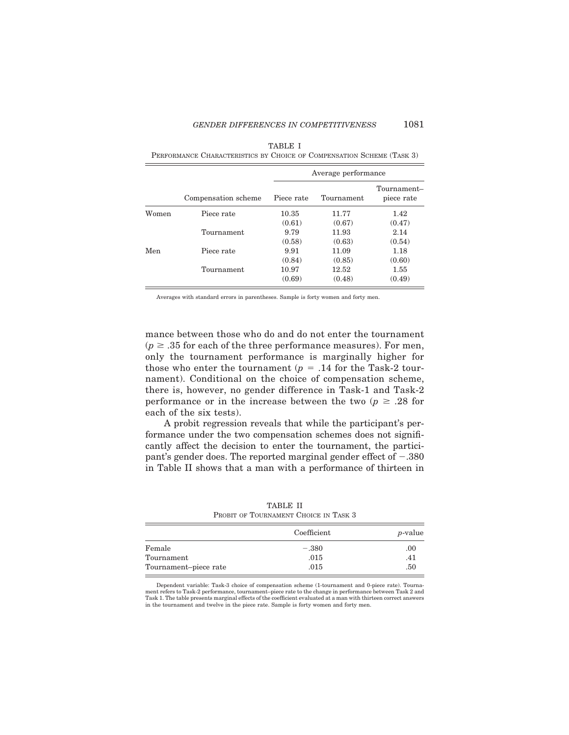TABLE I
PERFORMANCE CHARACTERISTICS BY CHOICE OF COMPENSATION SCHEME (TASK 3)

| | | Average performance | | |
|---|---|---|---|---|
| | Compensation scheme | Piece rate | Tournament | Tournament–piece rate |
| Women | Piece rate | 10.35 | 11.77 | 1.42 |
| | | (0.61) | (0.67) | (0.47) |
| | Tournament | 9.79 | 11.93 | 2.14 |
| | | (0.58) | (0.63) | (0.54) |
| Men | Piece rate | 9.91 | 11.09 | 1.18 |
| | | (0.84) | (0.85) | (0.60) |
| | Tournament | 10.97 | 12.52 | 1.55 |
| | | (0.69) | (0.48) | (0.49) |

Averages with standard errors in parentheses. Sample is forty women and forty men.

mance between those who do and do not enter the tournament ($p \geq .35$ for each of the three performance measures). For men, only the tournament performance is marginally higher for those who enter the tournament ($p = .14$ for the Task-2 tournament). Conditional on the choice of compensation scheme, there is, however, no gender difference in Task-1 and Task-2 performance or in the increase between the two ($p \geq .28$ for each of the six tests).

A probit regression reveals that while the participant's performance under the two compensation schemes does not significantly affect the decision to enter the tournament, the participant's gender does. The reported marginal gender effect of $-.380$ in Table II shows that a man with a performance of thirteen in

TABLE II
PROBIT OF TOURNAMENT CHOICE IN TASK 3

| | Coefficient | *p*-value |
|---|---|---|
| Female | −.380 | .00 |
| Tournament | .015 | .41 |
| Tournament–piece rate | .015 | .50 |

Dependent variable: Task-3 choice of compensation scheme (1-tournament and 0-piece rate). Tournament refers to Task-2 performance, tournament–piece rate to the change in performance between Task 2 and Task 1. The table presents marginal effects of the coefficient evaluated at a man with thirteen correct answers in the tournament and twelve in the piece rate. Sample is forty women and forty men.